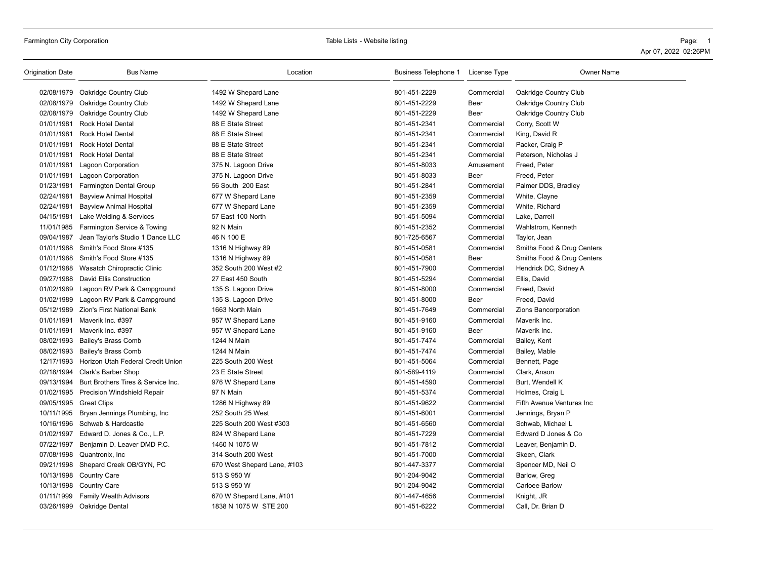| Origination Date | Bus Name | Location | Business Telephone 1 | License Type | Owner Name |
|---|---|---|---|---|---|
| 02/08/1979 | Oakridge Country Club | 1492 W Shepard Lane | 801-451-2229 | Commercial | Oakridge Country Club |
| 02/08/1979 | Oakridge Country Club | 1492 W Shepard Lane | 801-451-2229 | Beer | Oakridge Country Club |
| 02/08/1979 | Oakridge Country Club | 1492 W Shepard Lane | 801-451-2229 | Beer | Oakridge Country Club |
| 01/01/1981 | Rock Hotel Dental | 88 E State Street | 801-451-2341 | Commercial | Corry, Scott W |
| 01/01/1981 | Rock Hotel Dental | 88 E State Street | 801-451-2341 | Commercial | King, David R |
| 01/01/1981 | Rock Hotel Dental | 88 E State Street | 801-451-2341 | Commercial | Packer, Craig P |
| 01/01/1981 | Rock Hotel Dental | 88 E State Street | 801-451-2341 | Commercial | Peterson, Nicholas J |
| 01/01/1981 | Lagoon Corporation | 375 N. Lagoon Drive | 801-451-8033 | Amusement | Freed, Peter |
| 01/01/1981 | Lagoon Corporation | 375 N. Lagoon Drive | 801-451-8033 | Beer | Freed, Peter |
| 01/23/1981 | Farmington Dental Group | 56 South 200 East | 801-451-2841 | Commercial | Palmer DDS, Bradley |
| 02/24/1981 | Bayview Animal Hospital | 677 W Shepard Lane | 801-451-2359 | Commercial | White, Clayne |
| 02/24/1981 | Bayview Animal Hospital | 677 W Shepard Lane | 801-451-2359 | Commercial | White, Richard |
| 04/15/1981 | Lake Welding & Services | 57 East 100 North | 801-451-5094 | Commercial | Lake, Darrell |
| 11/01/1985 | Farmington Service & Towing | 92 N Main | 801-451-2352 | Commercial | Wahlstrom, Kenneth |
| 09/04/1987 | Jean Taylor's Studio 1 Dance LLC | 46 N 100 E | 801-725-6567 | Commercial | Taylor, Jean |
| 01/01/1988 | Smith's Food Store #135 | 1316 N Highway 89 | 801-451-0581 | Commercial | Smiths Food & Drug Centers |
| 01/01/1988 | Smith's Food Store #135 | 1316 N Highway 89 | 801-451-0581 | Beer | Smiths Food & Drug Centers |
| 01/12/1988 | Wasatch Chiropractic Clinic | 352 South 200 West #2 | 801-451-7900 | Commercial | Hendrick DC, Sidney A |
| 09/27/1988 | David Ellis Construction | 27 East 450 South | 801-451-5294 | Commercial | Ellis, David |
| 01/02/1989 | Lagoon RV Park & Campground | 135 S. Lagoon Drive | 801-451-8000 | Commercial | Freed, David |
| 01/02/1989 | Lagoon RV Park & Campground | 135 S. Lagoon Drive | 801-451-8000 | Beer | Freed, David |
| 05/12/1989 | Zion's First National Bank | 1663 North Main | 801-451-7649 | Commercial | Zions Bancorporation |
| 01/01/1991 | Maverik Inc. #397 | 957 W Shepard Lane | 801-451-9160 | Commercial | Maverik Inc. |
| 01/01/1991 | Maverik Inc. #397 | 957 W Shepard Lane | 801-451-9160 | Beer | Maverik Inc. |
| 08/02/1993 | Bailey's Brass Comb | 1244 N Main | 801-451-7474 | Commercial | Bailey, Kent |
| 08/02/1993 | Bailey's Brass Comb | 1244 N Main | 801-451-7474 | Commercial | Bailey, Mable |
| 12/17/1993 | Horizon Utah Federal Credit Union | 225 South 200 West | 801-451-5064 | Commercial | Bennett, Page |
| 02/18/1994 | Clark's Barber Shop | 23 E State Street | 801-589-4119 | Commercial | Clark, Anson |
| 09/13/1994 | Burt Brothers Tires & Service Inc. | 976 W Shepard Lane | 801-451-4590 | Commercial | Burt, Wendell K |
| 01/02/1995 | Precision Windshield Repair | 97 N Main | 801-451-5374 | Commercial | Holmes, Craig L |
| 09/05/1995 | Great Clips | 1286 N Highway 89 | 801-451-9622 | Commercial | Fifth Avenue Ventures Inc |
| 10/11/1995 | Bryan Jennings Plumbing, Inc | 252 South 25 West | 801-451-6001 | Commercial | Jennings, Bryan P |
| 10/16/1996 | Schwab & Hardcastle | 225 South 200 West #303 | 801-451-6560 | Commercial | Schwab, Michael L |
| 01/02/1997 | Edward D. Jones & Co., L.P. | 824 W Shepard Lane | 801-451-7229 | Commercial | Edward D Jones & Co |
| 07/22/1997 | Benjamin D. Leaver DMD P.C. | 1460 N 1075 W | 801-451-7812 | Commercial | Leaver, Benjamin D. |
| 07/08/1998 | Quantronix, Inc | 314 South 200 West | 801-451-7000 | Commercial | Skeen, Clark |
| 09/21/1998 | Shepard Creek OB/GYN, PC | 670 West Shepard Lane, #103 | 801-447-3377 | Commercial | Spencer MD, Neil O |
| 10/13/1998 | Country Care | 513 S 950 W | 801-204-9042 | Commercial | Barlow, Greg |
| 10/13/1998 | Country Care | 513 S 950 W | 801-204-9042 | Commercial | Carloee Barlow |
| 01/11/1999 | Family Wealth Advisors | 670 W Shepard Lane, #101 | 801-447-4656 | Commercial | Knight, JR |
| 03/26/1999 | Oakridge Dental | 1838 N 1075 W STE 200 | 801-451-6222 | Commercial | Call, Dr. Brian D |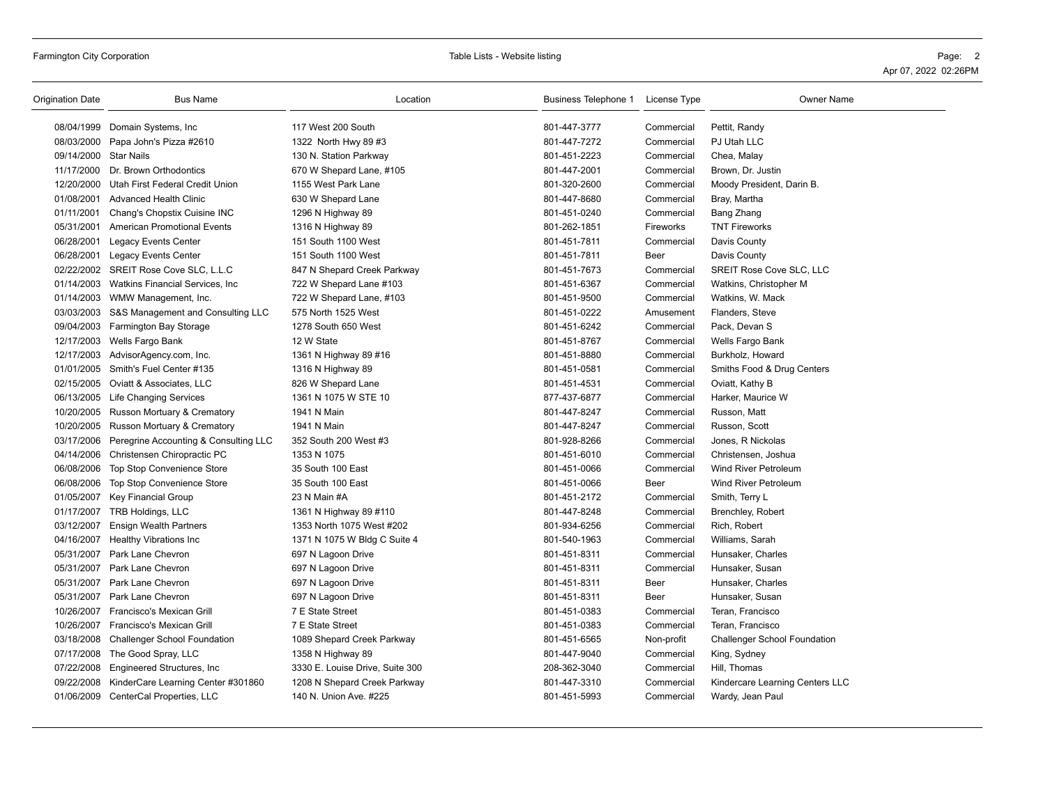| Origination Date | Bus Name | Location | Business Telephone 1 | License Type | Owner Name |
|---|---|---|---|---|---|
| 08/04/1999 | Domain Systems, Inc | 117 West 200 South | 801-447-3777 | Commercial | Pettit, Randy |
| 08/03/2000 | Papa John's Pizza #2610 | 1322 North Hwy 89 #3 | 801-447-7272 | Commercial | PJ Utah LLC |
| 09/14/2000 | Star Nails | 130 N. Station Parkway | 801-451-2223 | Commercial | Chea, Malay |
| 11/17/2000 | Dr. Brown Orthodontics | 670 W Shepard Lane, #105 | 801-447-2001 | Commercial | Brown, Dr. Justin |
| 12/20/2000 | Utah First Federal Credit Union | 1155 West Park Lane | 801-320-2600 | Commercial | Moody President, Darin B. |
| 01/08/2001 | Advanced Health Clinic | 630 W Shepard Lane | 801-447-8680 | Commercial | Bray, Martha |
| 01/11/2001 | Chang's Chopstix Cuisine INC | 1296 N Highway 89 | 801-451-0240 | Commercial | Bang Zhang |
| 05/31/2001 | American Promotional Events | 1316 N Highway 89 | 801-262-1851 | Fireworks | TNT Fireworks |
| 06/28/2001 | Legacy Events Center | 151 South 1100 West | 801-451-7811 | Commercial | Davis County |
| 06/28/2001 | Legacy Events Center | 151 South 1100 West | 801-451-7811 | Beer | Davis County |
| 02/22/2002 | SREIT Rose Cove SLC, L.L.C | 847 N Shepard Creek Parkway | 801-451-7673 | Commercial | SREIT Rose Cove SLC, LLC |
| 01/14/2003 | Watkins Financial Services, Inc | 722 W Shepard Lane #103 | 801-451-6367 | Commercial | Watkins, Christopher M |
| 01/14/2003 | WMW Management, Inc. | 722 W Shepard Lane, #103 | 801-451-9500 | Commercial | Watkins, W. Mack |
| 03/03/2003 | S&S Management and Consulting LLC | 575 North 1525 West | 801-451-0222 | Amusement | Flanders, Steve |
| 09/04/2003 | Farmington Bay Storage | 1278 South 650 West | 801-451-6242 | Commercial | Pack, Devan S |
| 12/17/2003 | Wells Fargo Bank | 12 W State | 801-451-8767 | Commercial | Wells Fargo Bank |
| 12/17/2003 | AdvisorAgency.com, Inc. | 1361 N Highway 89 #16 | 801-451-8880 | Commercial | Burkholz, Howard |
| 01/01/2005 | Smith's Fuel Center #135 | 1316 N Highway 89 | 801-451-0581 | Commercial | Smiths Food & Drug Centers |
| 02/15/2005 | Oviatt & Associates, LLC | 826 W Shepard Lane | 801-451-4531 | Commercial | Oviatt, Kathy B |
| 06/13/2005 | Life Changing Services | 1361 N 1075 W STE 10 | 877-437-6877 | Commercial | Harker, Maurice W |
| 10/20/2005 | Russon Mortuary & Crematory | 1941 N Main | 801-447-8247 | Commercial | Russon, Matt |
| 10/20/2005 | Russon Mortuary & Crematory | 1941 N Main | 801-447-8247 | Commercial | Russon, Scott |
| 03/17/2006 | Peregrine Accounting & Consulting LLC | 352 South 200 West #3 | 801-928-8266 | Commercial | Jones, R Nickolas |
| 04/14/2006 | Christensen Chiropractic PC | 1353 N 1075 | 801-451-6010 | Commercial | Christensen, Joshua |
| 06/08/2006 | Top Stop Convenience Store | 35 South 100 East | 801-451-0066 | Commercial | Wind River Petroleum |
| 06/08/2006 | Top Stop Convenience Store | 35 South 100 East | 801-451-0066 | Beer | Wind River Petroleum |
| 01/05/2007 | Key Financial Group | 23 N Main #A | 801-451-2172 | Commercial | Smith, Terry L |
| 01/17/2007 | TRB Holdings, LLC | 1361 N Highway 89 #110 | 801-447-8248 | Commercial | Brenchley, Robert |
| 03/12/2007 | Ensign Wealth Partners | 1353 North 1075 West #202 | 801-934-6256 | Commercial | Rich, Robert |
| 04/16/2007 | Healthy Vibrations Inc | 1371 N 1075 W Bldg C Suite 4 | 801-540-1963 | Commercial | Williams, Sarah |
| 05/31/2007 | Park Lane Chevron | 697 N Lagoon Drive | 801-451-8311 | Commercial | Hunsaker, Charles |
| 05/31/2007 | Park Lane Chevron | 697 N Lagoon Drive | 801-451-8311 | Commercial | Hunsaker, Susan |
| 05/31/2007 | Park Lane Chevron | 697 N Lagoon Drive | 801-451-8311 | Beer | Hunsaker, Charles |
| 05/31/2007 | Park Lane Chevron | 697 N Lagoon Drive | 801-451-8311 | Beer | Hunsaker, Susan |
| 10/26/2007 | Francisco's Mexican Grill | 7 E State Street | 801-451-0383 | Commercial | Teran, Francisco |
| 10/26/2007 | Francisco's Mexican Grill | 7 E State Street | 801-451-0383 | Commercial | Teran, Francisco |
| 03/18/2008 | Challenger School Foundation | 1089 Shepard Creek Parkway | 801-451-6565 | Non-profit | Challenger School Foundation |
| 07/17/2008 | The Good Spray, LLC | 1358 N Highway 89 | 801-447-9040 | Commercial | King, Sydney |
| 07/22/2008 | Engineered Structures, Inc | 3330 E. Louise Drive, Suite 300 | 208-362-3040 | Commercial | Hill, Thomas |
| 09/22/2008 | KinderCare Learning Center #301860 | 1208 N Shepard Creek Parkway | 801-447-3310 | Commercial | Kindercare Learning Centers LLC |
| 01/06/2009 | CenterCal Properties, LLC | 140 N. Union Ave. #225 | 801-451-5993 | Commercial | Wardy, Jean Paul |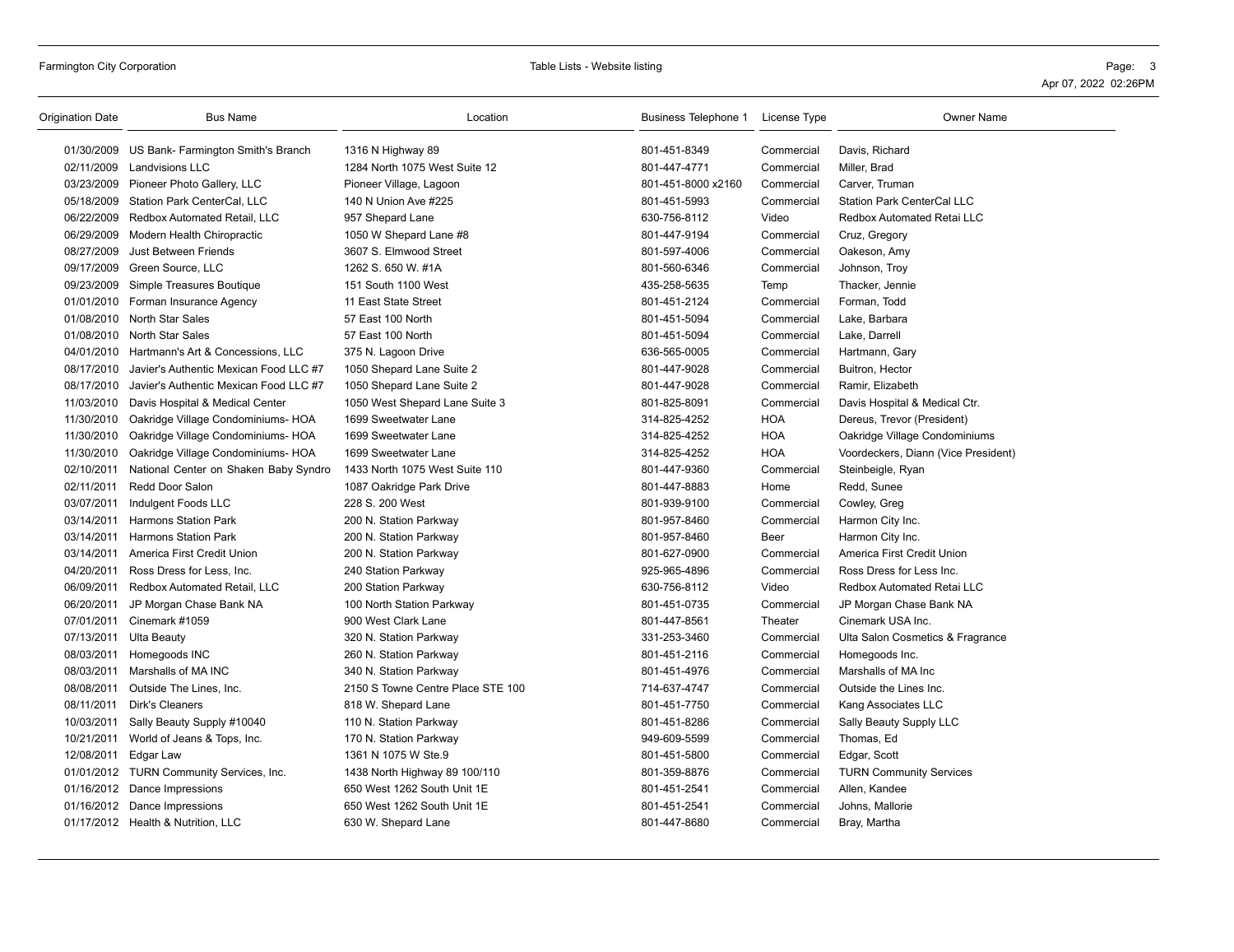| Origination Date | Bus Name | Location | Business Telephone 1 | License Type | Owner Name |
|---|---|---|---|---|---|
| 01/30/2009 | US Bank- Farmington Smith's Branch | 1316 N Highway 89 | 801-451-8349 | Commercial | Davis, Richard |
| 02/11/2009 | Landvisions LLC | 1284 North 1075 West Suite 12 | 801-447-4771 | Commercial | Miller, Brad |
| 03/23/2009 | Pioneer Photo Gallery, LLC | Pioneer Village, Lagoon | 801-451-8000 x2160 | Commercial | Carver, Truman |
| 05/18/2009 | Station Park CenterCal, LLC | 140 N Union Ave #225 | 801-451-5993 | Commercial | Station Park CenterCal LLC |
| 06/22/2009 | Redbox Automated Retail, LLC | 957 Shepard Lane | 630-756-8112 | Video | Redbox Automated Retai LLC |
| 06/29/2009 | Modern Health Chiropractic | 1050 W Shepard Lane #8 | 801-447-9194 | Commercial | Cruz, Gregory |
| 08/27/2009 | Just Between Friends | 3607 S. Elmwood Street | 801-597-4006 | Commercial | Oakeson, Amy |
| 09/17/2009 | Green Source, LLC | 1262 S. 650 W. #1A | 801-560-6346 | Commercial | Johnson, Troy |
| 09/23/2009 | Simple Treasures Boutique | 151 South 1100 West | 435-258-5635 | Temp | Thacker, Jennie |
| 01/01/2010 | Forman Insurance Agency | 11 East State Street | 801-451-2124 | Commercial | Forman, Todd |
| 01/08/2010 | North Star Sales | 57 East 100 North | 801-451-5094 | Commercial | Lake, Barbara |
| 01/08/2010 | North Star Sales | 57 East 100 North | 801-451-5094 | Commercial | Lake, Darrell |
| 04/01/2010 | Hartmann's Art & Concessions, LLC | 375 N. Lagoon Drive | 636-565-0005 | Commercial | Hartmann, Gary |
| 08/17/2010 | Javier's Authentic Mexican Food LLC #7 | 1050 Shepard Lane Suite 2 | 801-447-9028 | Commercial | Buitron, Hector |
| 08/17/2010 | Javier's Authentic Mexican Food LLC #7 | 1050 Shepard Lane Suite 2 | 801-447-9028 | Commercial | Ramir, Elizabeth |
| 11/03/2010 | Davis Hospital & Medical Center | 1050 West Shepard Lane Suite 3 | 801-825-8091 | Commercial | Davis Hospital & Medical Ctr. |
| 11/30/2010 | Oakridge Village Condominiums- HOA | 1699 Sweetwater Lane | 314-825-4252 | HOA | Dereus, Trevor (President) |
| 11/30/2010 | Oakridge Village Condominiums- HOA | 1699 Sweetwater Lane | 314-825-4252 | HOA | Oakridge Village Condominiums |
| 11/30/2010 | Oakridge Village Condominiums- HOA | 1699 Sweetwater Lane | 314-825-4252 | HOA | Voordeckers, Diann (Vice President) |
| 02/10/2011 | National Center on Shaken Baby Syndro | 1433 North 1075 West Suite 110 | 801-447-9360 | Commercial | Steinbeigle, Ryan |
| 02/11/2011 | Redd Door Salon | 1087 Oakridge Park Drive | 801-447-8883 | Home | Redd, Sunee |
| 03/07/2011 | Indulgent Foods LLC | 228 S. 200 West | 801-939-9100 | Commercial | Cowley, Greg |
| 03/14/2011 | Harmons Station Park | 200 N. Station Parkway | 801-957-8460 | Commercial | Harmon City Inc. |
| 03/14/2011 | Harmons Station Park | 200 N. Station Parkway | 801-957-8460 | Beer | Harmon City Inc. |
| 03/14/2011 | America First Credit Union | 200 N. Station Parkway | 801-627-0900 | Commercial | America First Credit Union |
| 04/20/2011 | Ross Dress for Less, Inc. | 240 Station Parkway | 925-965-4896 | Commercial | Ross Dress for Less Inc. |
| 06/09/2011 | Redbox Automated Retail, LLC | 200 Station Parkway | 630-756-8112 | Video | Redbox Automated Retai LLC |
| 06/20/2011 | JP Morgan Chase Bank NA | 100 North Station Parkway | 801-451-0735 | Commercial | JP Morgan Chase Bank NA |
| 07/01/2011 | Cinemark #1059 | 900 West Clark Lane | 801-447-8561 | Theater | Cinemark USA Inc. |
| 07/13/2011 | Ulta Beauty | 320 N. Station Parkway | 331-253-3460 | Commercial | Ulta Salon Cosmetics & Fragrance |
| 08/03/2011 | Homegoods INC | 260 N. Station Parkway | 801-451-2116 | Commercial | Homegoods Inc. |
| 08/03/2011 | Marshalls of MA INC | 340 N. Station Parkway | 801-451-4976 | Commercial | Marshalls of MA Inc |
| 08/08/2011 | Outside The Lines, Inc. | 2150 S Towne Centre Place STE 100 | 714-637-4747 | Commercial | Outside the Lines Inc. |
| 08/11/2011 | Dirk's Cleaners | 818 W. Shepard Lane | 801-451-7750 | Commercial | Kang Associates LLC |
| 10/03/2011 | Sally Beauty Supply #10040 | 110 N. Station Parkway | 801-451-8286 | Commercial | Sally Beauty Supply LLC |
| 10/21/2011 | World of Jeans & Tops, Inc. | 170 N. Station Parkway | 949-609-5599 | Commercial | Thomas, Ed |
| 12/08/2011 | Edgar Law | 1361 N 1075 W Ste.9 | 801-451-5800 | Commercial | Edgar, Scott |
| 01/01/2012 | TURN Community Services, Inc. | 1438 North Highway 89 100/110 | 801-359-8876 | Commercial | TURN Community Services |
| 01/16/2012 | Dance Impressions | 650 West 1262 South Unit 1E | 801-451-2541 | Commercial | Allen, Kandee |
| 01/16/2012 | Dance Impressions | 650 West 1262 South Unit 1E | 801-451-2541 | Commercial | Johns, Mallorie |
| 01/17/2012 | Health & Nutrition, LLC | 630 W. Shepard Lane | 801-447-8680 | Commercial | Bray, Martha |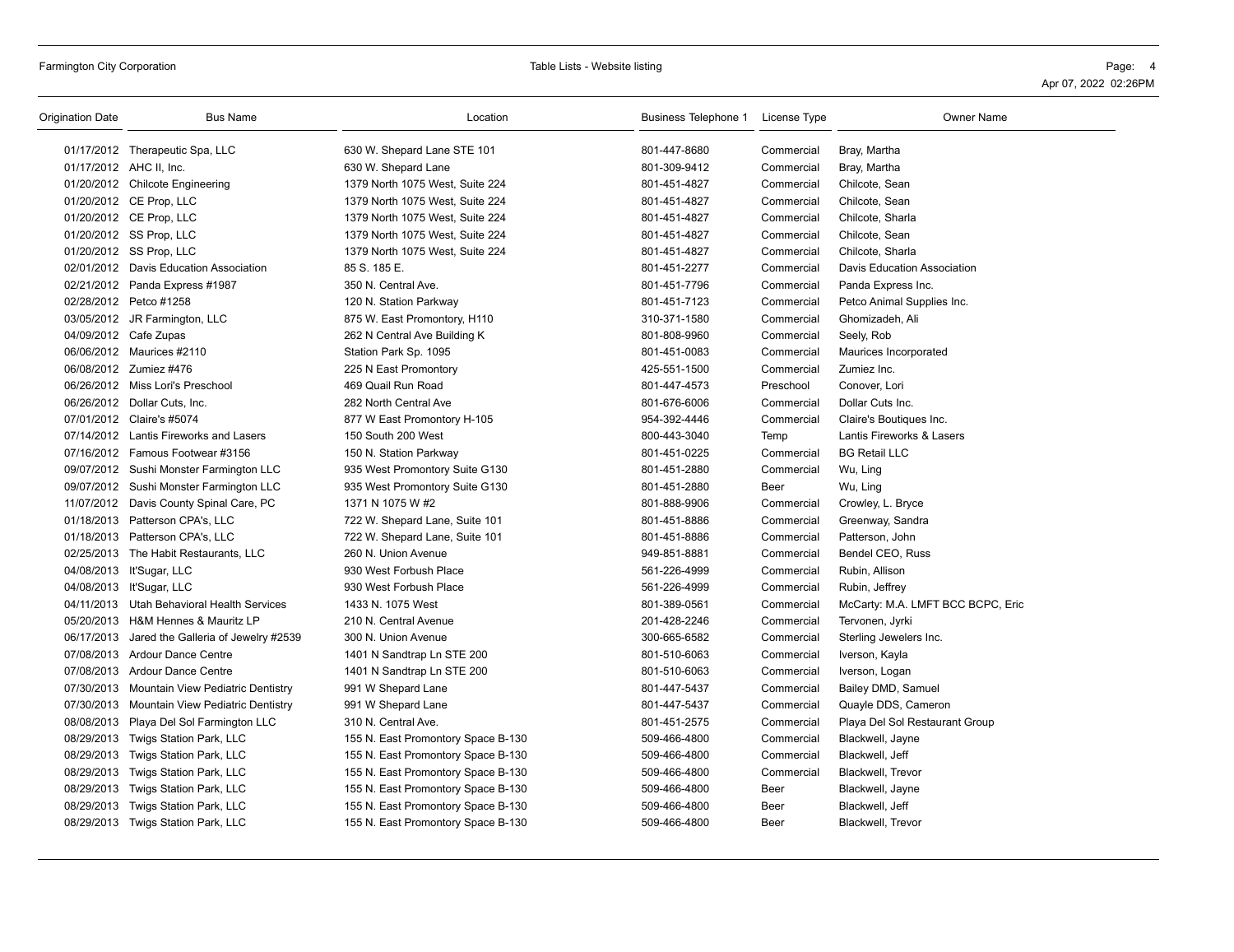| Origination Date | Bus Name | Location | Business Telephone 1 | License Type | Owner Name |
|---|---|---|---|---|---|
| 01/17/2012 | Therapeutic Spa, LLC | 630 W. Shepard Lane STE 101 | 801-447-8680 | Commercial | Bray, Martha |
| 01/17/2012 | AHC II, Inc. | 630 W. Shepard Lane | 801-309-9412 | Commercial | Bray, Martha |
| 01/20/2012 | Chilcote Engineering | 1379 North 1075 West, Suite 224 | 801-451-4827 | Commercial | Chilcote, Sean |
| 01/20/2012 | CE Prop, LLC | 1379 North 1075 West, Suite 224 | 801-451-4827 | Commercial | Chilcote, Sean |
| 01/20/2012 | CE Prop, LLC | 1379 North 1075 West, Suite 224 | 801-451-4827 | Commercial | Chilcote, Sharla |
| 01/20/2012 | SS Prop, LLC | 1379 North 1075 West, Suite 224 | 801-451-4827 | Commercial | Chilcote, Sean |
| 01/20/2012 | SS Prop, LLC | 1379 North 1075 West, Suite 224 | 801-451-4827 | Commercial | Chilcote, Sharla |
| 02/01/2012 | Davis Education Association | 85 S. 185 E. | 801-451-2277 | Commercial | Davis Education Association |
| 02/21/2012 | Panda Express #1987 | 350 N. Central Ave. | 801-451-7796 | Commercial | Panda Express Inc. |
| 02/28/2012 | Petco #1258 | 120 N. Station Parkway | 801-451-7123 | Commercial | Petco Animal Supplies Inc. |
| 03/05/2012 | JR Farmington, LLC | 875 W. East Promontory, H110 | 310-371-1580 | Commercial | Ghomizadeh, Ali |
| 04/09/2012 | Cafe Zupas | 262 N Central Ave Building K | 801-808-9960 | Commercial | Seely, Rob |
| 06/06/2012 | Maurices #2110 | Station Park Sp. 1095 | 801-451-0083 | Commercial | Maurices Incorporated |
| 06/08/2012 | Zumiez #476 | 225 N East Promontory | 425-551-1500 | Commercial | Zumiez Inc. |
| 06/26/2012 | Miss Lori's Preschool | 469 Quail Run Road | 801-447-4573 | Preschool | Conover, Lori |
| 06/26/2012 | Dollar Cuts, Inc. | 282 North Central Ave | 801-676-6006 | Commercial | Dollar Cuts Inc. |
| 07/01/2012 | Claire's #5074 | 877 W East Promontory H-105 | 954-392-4446 | Commercial | Claire's Boutiques Inc. |
| 07/14/2012 | Lantis Fireworks and Lasers | 150 South 200 West | 800-443-3040 | Temp | Lantis Fireworks & Lasers |
| 07/16/2012 | Famous Footwear #3156 | 150 N. Station Parkway | 801-451-0225 | Commercial | BG Retail LLC |
| 09/07/2012 | Sushi Monster Farmington LLC | 935 West Promontory Suite G130 | 801-451-2880 | Commercial | Wu, Ling |
| 09/07/2012 | Sushi Monster Farmington LLC | 935 West Promontory Suite G130 | 801-451-2880 | Beer | Wu, Ling |
| 11/07/2012 | Davis County Spinal Care, PC | 1371 N 1075 W #2 | 801-888-9906 | Commercial | Crowley, L. Bryce |
| 01/18/2013 | Patterson CPA's, LLC | 722 W. Shepard Lane, Suite 101 | 801-451-8886 | Commercial | Greenway, Sandra |
| 01/18/2013 | Patterson CPA's, LLC | 722 W. Shepard Lane, Suite 101 | 801-451-8886 | Commercial | Patterson, John |
| 02/25/2013 | The Habit Restaurants, LLC | 260 N. Union Avenue | 949-851-8881 | Commercial | Bendel CEO, Russ |
| 04/08/2013 | It'Sugar, LLC | 930 West Forbush Place | 561-226-4999 | Commercial | Rubin, Allison |
| 04/08/2013 | It'Sugar, LLC | 930 West Forbush Place | 561-226-4999 | Commercial | Rubin, Jeffrey |
| 04/11/2013 | Utah Behavioral Health Services | 1433 N. 1075 West | 801-389-0561 | Commercial | McCarty: M.A. LMFT BCC BCPC, Eric |
| 05/20/2013 | H&M Hennes & Mauritz LP | 210 N. Central Avenue | 201-428-2246 | Commercial | Tervonen, Jyrki |
| 06/17/2013 | Jared the Galleria of Jewelry #2539 | 300 N. Union Avenue | 300-665-6582 | Commercial | Sterling Jewelers Inc. |
| 07/08/2013 | Ardour Dance Centre | 1401 N Sandtrap Ln STE 200 | 801-510-6063 | Commercial | Iverson, Kayla |
| 07/08/2013 | Ardour Dance Centre | 1401 N Sandtrap Ln STE 200 | 801-510-6063 | Commercial | Iverson, Logan |
| 07/30/2013 | Mountain View Pediatric Dentistry | 991 W Shepard Lane | 801-447-5437 | Commercial | Bailey DMD, Samuel |
| 07/30/2013 | Mountain View Pediatric Dentistry | 991 W Shepard Lane | 801-447-5437 | Commercial | Quayle DDS, Cameron |
| 08/08/2013 | Playa Del Sol Farmington LLC | 310 N. Central Ave. | 801-451-2575 | Commercial | Playa Del Sol Restaurant Group |
| 08/29/2013 | Twigs Station Park, LLC | 155 N. East Promontory Space B-130 | 509-466-4800 | Commercial | Blackwell, Jayne |
| 08/29/2013 | Twigs Station Park, LLC | 155 N. East Promontory Space B-130 | 509-466-4800 | Commercial | Blackwell, Jeff |
| 08/29/2013 | Twigs Station Park, LLC | 155 N. East Promontory Space B-130 | 509-466-4800 | Commercial | Blackwell, Trevor |
| 08/29/2013 | Twigs Station Park, LLC | 155 N. East Promontory Space B-130 | 509-466-4800 | Beer | Blackwell, Jayne |
| 08/29/2013 | Twigs Station Park, LLC | 155 N. East Promontory Space B-130 | 509-466-4800 | Beer | Blackwell, Jeff |
| 08/29/2013 | Twigs Station Park, LLC | 155 N. East Promontory Space B-130 | 509-466-4800 | Beer | Blackwell, Trevor |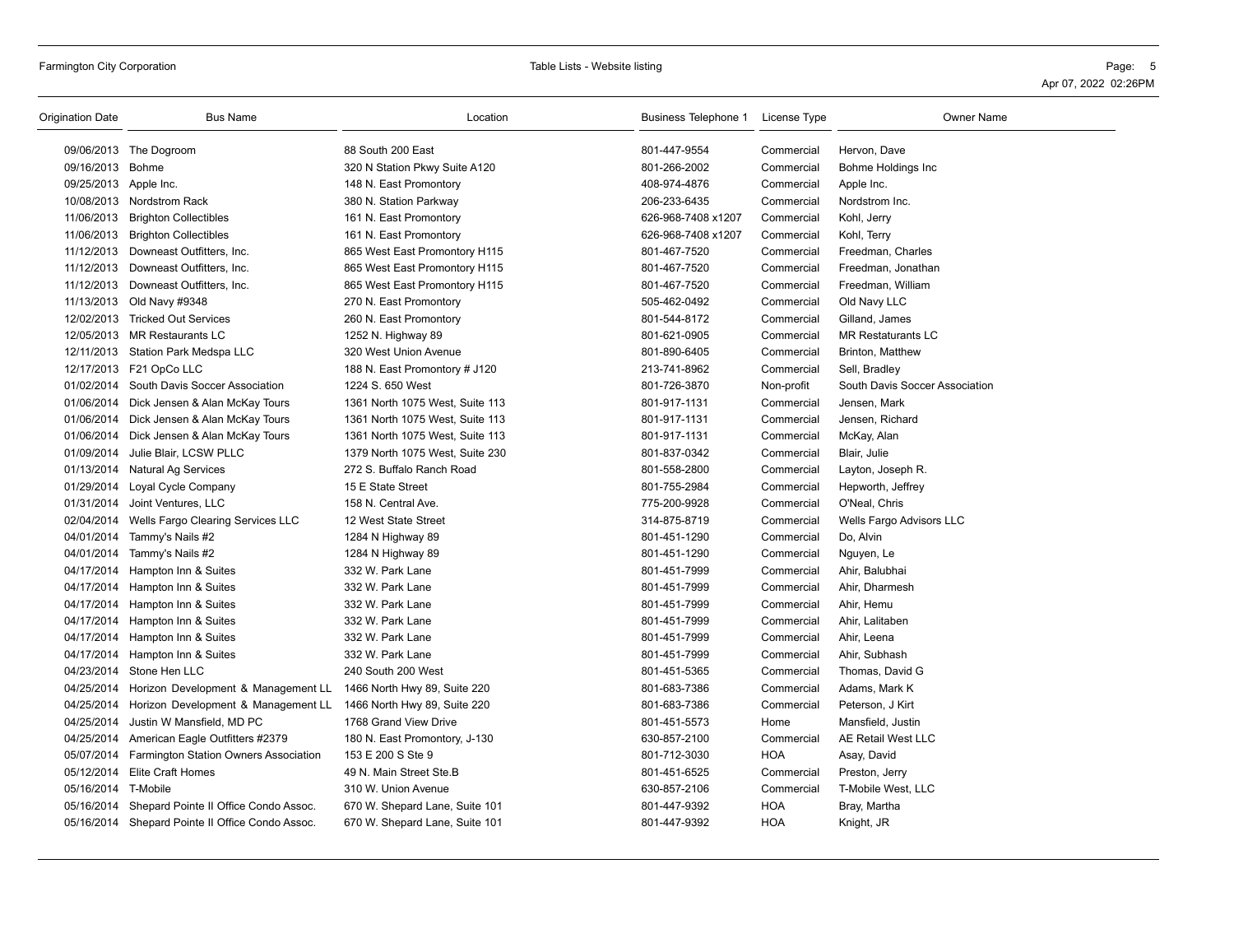| Origination Date | Bus Name | Location | Business Telephone 1 | License Type | Owner Name |
|---|---|---|---|---|---|
| 09/06/2013 | The Dogroom | 88 South 200 East | 801-447-9554 | Commercial | Hervon, Dave |
| 09/16/2013 | Bohme | 320 N Station Pkwy Suite A120 | 801-266-2002 | Commercial | Bohme Holdings Inc |
| 09/25/2013 | Apple Inc. | 148 N. East Promontory | 408-974-4876 | Commercial | Apple Inc. |
| 10/08/2013 | Nordstrom Rack | 380 N. Station Parkway | 206-233-6435 | Commercial | Nordstrom Inc. |
| 11/06/2013 | Brighton Collectibles | 161 N. East Promontory | 626-968-7408 x1207 | Commercial | Kohl, Jerry |
| 11/06/2013 | Brighton Collectibles | 161 N. East Promontory | 626-968-7408 x1207 | Commercial | Kohl, Terry |
| 11/12/2013 | Downeast Outfitters, Inc. | 865 West East Promontory H115 | 801-467-7520 | Commercial | Freedman, Charles |
| 11/12/2013 | Downeast Outfitters, Inc. | 865 West East Promontory H115 | 801-467-7520 | Commercial | Freedman, Jonathan |
| 11/12/2013 | Downeast Outfitters, Inc. | 865 West East Promontory H115 | 801-467-7520 | Commercial | Freedman, William |
| 11/13/2013 | Old Navy #9348 | 270 N. East Promontory | 505-462-0492 | Commercial | Old Navy LLC |
| 12/02/2013 | Tricked Out Services | 260 N. East Promontory | 801-544-8172 | Commercial | Gilland, James |
| 12/05/2013 | MR Restaurants LC | 1252 N. Highway 89 | 801-621-0905 | Commercial | MR Restaurants LC |
| 12/11/2013 | Station Park Medspa LLC | 320 West Union Avenue | 801-890-6405 | Commercial | Brinton, Matthew |
| 12/17/2013 | F21 OpCo LLC | 188 N. East Promontory # J120 | 213-741-8962 | Commercial | Sell, Bradley |
| 01/02/2014 | South Davis Soccer Association | 1224 S. 650 West | 801-726-3870 | Non-profit | South Davis Soccer Association |
| 01/06/2014 | Dick Jensen & Alan McKay Tours | 1361 North 1075 West, Suite 113 | 801-917-1131 | Commercial | Jensen, Mark |
| 01/06/2014 | Dick Jensen & Alan McKay Tours | 1361 North 1075 West, Suite 113 | 801-917-1131 | Commercial | Jensen, Richard |
| 01/06/2014 | Dick Jensen & Alan McKay Tours | 1361 North 1075 West, Suite 113 | 801-917-1131 | Commercial | McKay, Alan |
| 01/09/2014 | Julie Blair, LCSW PLLC | 1379 North 1075 West, Suite 230 | 801-837-0342 | Commercial | Blair, Julie |
| 01/13/2014 | Natural Ag Services | 272 S. Buffalo Ranch Road | 801-558-2800 | Commercial | Layton, Joseph R. |
| 01/29/2014 | Loyal Cycle Company | 15 E State Street | 801-755-2984 | Commercial | Hepworth, Jeffrey |
| 01/31/2014 | Joint Ventures, LLC | 158 N. Central Ave. | 775-200-9928 | Commercial | O'Neal, Chris |
| 02/04/2014 | Wells Fargo Clearing Services LLC | 12 West State Street | 314-875-8719 | Commercial | Wells Fargo Advisors LLC |
| 04/01/2014 | Tammy's Nails #2 | 1284 N Highway 89 | 801-451-1290 | Commercial | Do, Alvin |
| 04/01/2014 | Tammy's Nails #2 | 1284 N Highway 89 | 801-451-1290 | Commercial | Nguyen, Le |
| 04/17/2014 | Hampton Inn & Suites | 332 W. Park Lane | 801-451-7999 | Commercial | Ahir, Balubhai |
| 04/17/2014 | Hampton Inn & Suites | 332 W. Park Lane | 801-451-7999 | Commercial | Ahir, Dharmesh |
| 04/17/2014 | Hampton Inn & Suites | 332 W. Park Lane | 801-451-7999 | Commercial | Ahir, Hemu |
| 04/17/2014 | Hampton Inn & Suites | 332 W. Park Lane | 801-451-7999 | Commercial | Ahir, Lalitaben |
| 04/17/2014 | Hampton Inn & Suites | 332 W. Park Lane | 801-451-7999 | Commercial | Ahir, Leena |
| 04/17/2014 | Hampton Inn & Suites | 332 W. Park Lane | 801-451-7999 | Commercial | Ahir, Subhash |
| 04/23/2014 | Stone Hen LLC | 240 South 200 West | 801-451-5365 | Commercial | Thomas, David G |
| 04/25/2014 | Horizon Development & Management LL | 1466 North Hwy 89, Suite 220 | 801-683-7386 | Commercial | Adams, Mark K |
| 04/25/2014 | Horizon Development & Management LL | 1466 North Hwy 89, Suite 220 | 801-683-7386 | Commercial | Peterson, J Kirt |
| 04/25/2014 | Justin W Mansfield, MD PC | 1768 Grand View Drive | 801-451-5573 | Home | Mansfield, Justin |
| 04/25/2014 | American Eagle Outfitters #2379 | 180 N. East Promontory, J-130 | 630-857-2100 | Commercial | AE Retail West LLC |
| 05/07/2014 | Farmington Station Owners Association | 153 E 200 S Ste 9 | 801-712-3030 | HOA | Asay, David |
| 05/12/2014 | Elite Craft Homes | 49 N. Main Street Ste.B | 801-451-6525 | Commercial | Preston, Jerry |
| 05/16/2014 | T-Mobile | 310 W. Union Avenue | 630-857-2106 | Commercial | T-Mobile West, LLC |
| 05/16/2014 | Shepard Pointe II Office Condo Assoc. | 670 W. Shepard Lane, Suite 101 | 801-447-9392 | HOA | Bray, Martha |
| 05/16/2014 | Shepard Pointe II Office Condo Assoc. | 670 W. Shepard Lane, Suite 101 | 801-447-9392 | HOA | Knight, JR |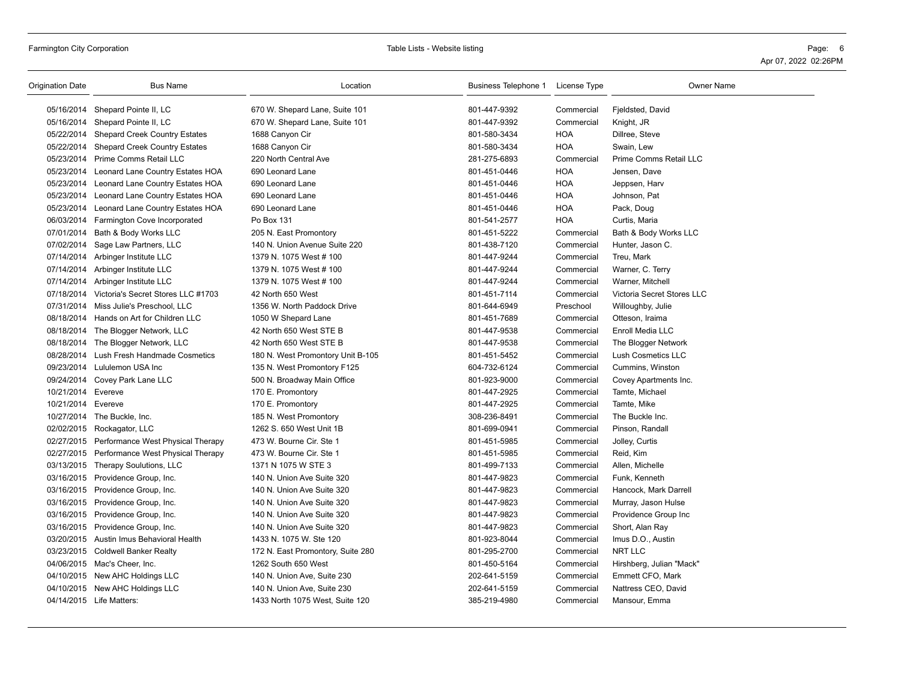| Origination Date | Bus Name | Location | Business Telephone 1 | License Type | Owner Name |
|---|---|---|---|---|---|
| 05/16/2014 | Shepard Pointe II, LC | 670 W. Shepard Lane, Suite 101 | 801-447-9392 | Commercial | Fjeldsted, David |
| 05/16/2014 | Shepard Pointe II, LC | 670 W. Shepard Lane, Suite 101 | 801-447-9392 | Commercial | Knight, JR |
| 05/22/2014 | Shepard Creek Country Estates | 1688 Canyon Cir | 801-580-3434 | HOA | Dillree, Steve |
| 05/22/2014 | Shepard Creek Country Estates | 1688 Canyon Cir | 801-580-3434 | HOA | Swain, Lew |
| 05/23/2014 | Prime Comms Retail LLC | 220 North Central Ave | 281-275-6893 | Commercial | Prime Comms Retail LLC |
| 05/23/2014 | Leonard Lane Country Estates HOA | 690 Leonard Lane | 801-451-0446 | HOA | Jensen, Dave |
| 05/23/2014 | Leonard Lane Country Estates HOA | 690 Leonard Lane | 801-451-0446 | HOA | Jeppsen, Harv |
| 05/23/2014 | Leonard Lane Country Estates HOA | 690 Leonard Lane | 801-451-0446 | HOA | Johnson, Pat |
| 05/23/2014 | Leonard Lane Country Estates HOA | 690 Leonard Lane | 801-451-0446 | HOA | Pack, Doug |
| 06/03/2014 | Farmington Cove Incorporated | Po Box 131 | 801-541-2577 | HOA | Curtis, Maria |
| 07/01/2014 | Bath & Body Works LLC | 205 N. East Promontory | 801-451-5222 | Commercial | Bath & Body Works LLC |
| 07/02/2014 | Sage Law Partners, LLC | 140 N. Union Avenue Suite 220 | 801-438-7120 | Commercial | Hunter, Jason C. |
| 07/14/2014 | Arbinger Institute LLC | 1379 N. 1075 West # 100 | 801-447-9244 | Commercial | Treu, Mark |
| 07/14/2014 | Arbinger Institute LLC | 1379 N. 1075 West # 100 | 801-447-9244 | Commercial | Warner, C. Terry |
| 07/14/2014 | Arbinger Institute LLC | 1379 N. 1075 West # 100 | 801-447-9244 | Commercial | Warner, Mitchell |
| 07/18/2014 | Victoria's Secret Stores LLC #1703 | 42 North 650 West | 801-451-7114 | Commercial | Victoria Secret Stores LLC |
| 07/31/2014 | Miss Julie's Preschool, LLC | 1356 W. North Paddock Drive | 801-644-6949 | Preschool | Willoughby, Julie |
| 08/18/2014 | Hands on Art for Children LLC | 1050 W Shepard Lane | 801-451-7689 | Commercial | Otteson, Iraima |
| 08/18/2014 | The Blogger Network, LLC | 42 North 650 West STE B | 801-447-9538 | Commercial | Enroll Media LLC |
| 08/18/2014 | The Blogger Network, LLC | 42 North 650 West STE B | 801-447-9538 | Commercial | The Blogger Network |
| 08/28/2014 | Lush Fresh Handmade Cosmetics | 180 N. West Promontory Unit B-105 | 801-451-5452 | Commercial | Lush Cosmetics LLC |
| 09/23/2014 | Lululemon USA Inc | 135 N. West Promontory F125 | 604-732-6124 | Commercial | Cummins, Winston |
| 09/24/2014 | Covey Park Lane LLC | 500 N. Broadway Main Office | 801-923-9000 | Commercial | Covey Apartments Inc. |
| 10/21/2014 | Evereve | 170 E. Promontory | 801-447-2925 | Commercial | Tamte, Michael |
| 10/21/2014 | Evereve | 170 E. Promontory | 801-447-2925 | Commercial | Tamte, Mike |
| 10/27/2014 | The Buckle, Inc. | 185 N. West Promontory | 308-236-8491 | Commercial | The Buckle Inc. |
| 02/02/2015 | Rockagator, LLC | 1262 S. 650 West Unit 1B | 801-699-0941 | Commercial | Pinson, Randall |
| 02/27/2015 | Performance West Physical Therapy | 473 W. Bourne Cir. Ste 1 | 801-451-5985 | Commercial | Jolley, Curtis |
| 02/27/2015 | Performance West Physical Therapy | 473 W. Bourne Cir. Ste 1 | 801-451-5985 | Commercial | Reid, Kim |
| 03/13/2015 | Therapy Soulutions, LLC | 1371 N 1075 W STE 3 | 801-499-7133 | Commercial | Allen, Michelle |
| 03/16/2015 | Providence Group, Inc. | 140 N. Union Ave Suite 320 | 801-447-9823 | Commercial | Funk, Kenneth |
| 03/16/2015 | Providence Group, Inc. | 140 N. Union Ave Suite 320 | 801-447-9823 | Commercial | Hancock, Mark Darrell |
| 03/16/2015 | Providence Group, Inc. | 140 N. Union Ave Suite 320 | 801-447-9823 | Commercial | Murray, Jason Hulse |
| 03/16/2015 | Providence Group, Inc. | 140 N. Union Ave Suite 320 | 801-447-9823 | Commercial | Providence Group Inc |
| 03/16/2015 | Providence Group, Inc. | 140 N. Union Ave Suite 320 | 801-447-9823 | Commercial | Short, Alan Ray |
| 03/20/2015 | Austin Imus Behavioral Health | 1433 N. 1075 W. Ste 120 | 801-923-8044 | Commercial | Imus D.O., Austin |
| 03/23/2015 | Coldwell Banker Realty | 172 N. East Promontory, Suite 280 | 801-295-2700 | Commercial | NRT LLC |
| 04/06/2015 | Mac's Cheer, Inc. | 1262 South 650 West | 801-450-5164 | Commercial | Hirshberg, Julian "Mack" |
| 04/10/2015 | New AHC Holdings LLC | 140 N. Union Ave, Suite 230 | 202-641-5159 | Commercial | Emmett CFO, Mark |
| 04/10/2015 | New AHC Holdings LLC | 140 N. Union Ave, Suite 230 | 202-641-5159 | Commercial | Nattress CEO, David |
| 04/14/2015 | Life Matters: | 1433 North 1075 West, Suite 120 | 385-219-4980 | Commercial | Mansour, Emma |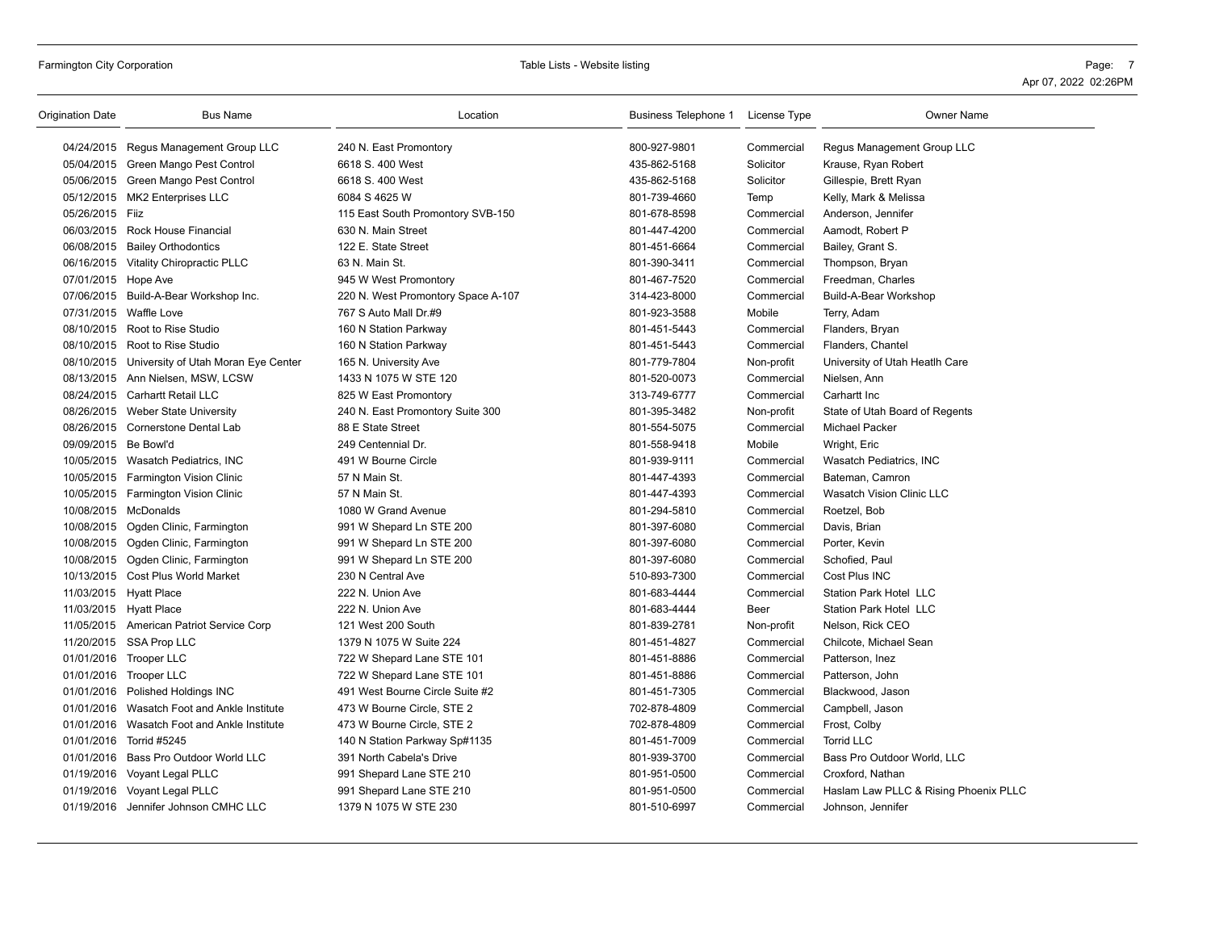| Origination Date | Bus Name | Location | Business Telephone 1 | License Type | Owner Name |
|---|---|---|---|---|---|
| 04/24/2015 | Regus Management Group LLC | 240 N. East Promontory | 800-927-9801 | Commercial | Regus Management Group LLC |
| 05/04/2015 | Green Mango Pest Control | 6618 S. 400 West | 435-862-5168 | Solicitor | Krause, Ryan Robert |
| 05/06/2015 | Green Mango Pest Control | 6618 S. 400 West | 435-862-5168 | Solicitor | Gillespie, Brett Ryan |
| 05/12/2015 | MK2 Enterprises LLC | 6084 S 4625 W | 801-739-4660 | Temp | Kelly, Mark & Melissa |
| 05/26/2015 | Fiiz | 115 East South Promontory SVB-150 | 801-678-8598 | Commercial | Anderson, Jennifer |
| 06/03/2015 | Rock House Financial | 630 N. Main Street | 801-447-4200 | Commercial | Aamodt, Robert P |
| 06/08/2015 | Bailey Orthodontics | 122 E. State Street | 801-451-6664 | Commercial | Bailey, Grant S. |
| 06/16/2015 | Vitality Chiropractic PLLC | 63 N. Main St. | 801-390-3411 | Commercial | Thompson, Bryan |
| 07/01/2015 | Hope Ave | 945 W West Promontory | 801-467-7520 | Commercial | Freedman, Charles |
| 07/06/2015 | Build-A-Bear Workshop Inc. | 220 N. West Promontory Space A-107 | 314-423-8000 | Commercial | Build-A-Bear Workshop |
| 07/31/2015 | Waffle Love | 767 S Auto Mall Dr.#9 | 801-923-3588 | Mobile | Terry, Adam |
| 08/10/2015 | Root to Rise Studio | 160 N Station Parkway | 801-451-5443 | Commercial | Flanders, Bryan |
| 08/10/2015 | Root to Rise Studio | 160 N Station Parkway | 801-451-5443 | Commercial | Flanders, Chantel |
| 08/10/2015 | University of Utah Moran Eye Center | 165 N. University Ave | 801-779-7804 | Non-profit | University of Utah Heatlh Care |
| 08/13/2015 | Ann Nielsen, MSW, LCSW | 1433 N 1075 W STE 120 | 801-520-0073 | Commercial | Nielsen, Ann |
| 08/24/2015 | Carhartt Retail LLC | 825 W East Promontory | 313-749-6777 | Commercial | Carhartt Inc |
| 08/26/2015 | Weber State University | 240 N. East Promontory Suite 300 | 801-395-3482 | Non-profit | State of Utah Board of Regents |
| 08/26/2015 | Cornerstone Dental Lab | 88 E State Street | 801-554-5075 | Commercial | Michael Packer |
| 09/09/2015 | Be Bowl'd | 249 Centennial Dr. | 801-558-9418 | Mobile | Wright, Eric |
| 10/05/2015 | Wasatch Pediatrics, INC | 491 W Bourne Circle | 801-939-9111 | Commercial | Wasatch Pediatrics, INC |
| 10/05/2015 | Farmington Vision Clinic | 57 N Main St. | 801-447-4393 | Commercial | Bateman, Camron |
| 10/05/2015 | Farmington Vision Clinic | 57 N Main St. | 801-447-4393 | Commercial | Wasatch Vision Clinic LLC |
| 10/08/2015 | McDonalds | 1080 W Grand Avenue | 801-294-5810 | Commercial | Roetzel, Bob |
| 10/08/2015 | Ogden Clinic, Farmington | 991 W Shepard Ln STE 200 | 801-397-6080 | Commercial | Davis, Brian |
| 10/08/2015 | Ogden Clinic, Farmington | 991 W Shepard Ln STE 200 | 801-397-6080 | Commercial | Porter, Kevin |
| 10/08/2015 | Ogden Clinic, Farmington | 991 W Shepard Ln STE 200 | 801-397-6080 | Commercial | Schofied, Paul |
| 10/13/2015 | Cost Plus World Market | 230 N Central Ave | 510-893-7300 | Commercial | Cost Plus INC |
| 11/03/2015 | Hyatt Place | 222 N. Union Ave | 801-683-4444 | Commercial | Station Park Hotel LLC |
| 11/03/2015 | Hyatt Place | 222 N. Union Ave | 801-683-4444 | Beer | Station Park Hotel LLC |
| 11/05/2015 | American Patriot Service Corp | 121 West 200 South | 801-839-2781 | Non-profit | Nelson, Rick CEO |
| 11/20/2015 | SSA Prop LLC | 1379 N 1075 W Suite 224 | 801-451-4827 | Commercial | Chilcote, Michael Sean |
| 01/01/2016 | Trooper LLC | 722 W Shepard Lane STE 101 | 801-451-8886 | Commercial | Patterson, Inez |
| 01/01/2016 | Trooper LLC | 722 W Shepard Lane STE 101 | 801-451-8886 | Commercial | Patterson, John |
| 01/01/2016 | Polished Holdings INC | 491 West Bourne Circle Suite #2 | 801-451-7305 | Commercial | Blackwood, Jason |
| 01/01/2016 | Wasatch Foot and Ankle Institute | 473 W Bourne Circle, STE 2 | 702-878-4809 | Commercial | Campbell, Jason |
| 01/01/2016 | Wasatch Foot and Ankle Institute | 473 W Bourne Circle, STE 2 | 702-878-4809 | Commercial | Frost, Colby |
| 01/01/2016 | Torrid #5245 | 140 N Station Parkway Sp#1135 | 801-451-7009 | Commercial | Torrid LLC |
| 01/01/2016 | Bass Pro Outdoor World LLC | 391 North Cabela's Drive | 801-939-3700 | Commercial | Bass Pro Outdoor World, LLC |
| 01/19/2016 | Voyant Legal PLLC | 991 Shepard Lane STE 210 | 801-951-0500 | Commercial | Croxford, Nathan |
| 01/19/2016 | Voyant Legal PLLC | 991 Shepard Lane STE 210 | 801-951-0500 | Commercial | Haslam Law PLLC & Rising Phoenix PLLC |
| 01/19/2016 | Jennifer Johnson CMHC LLC | 1379 N 1075 W STE 230 | 801-510-6997 | Commercial | Johnson, Jennifer |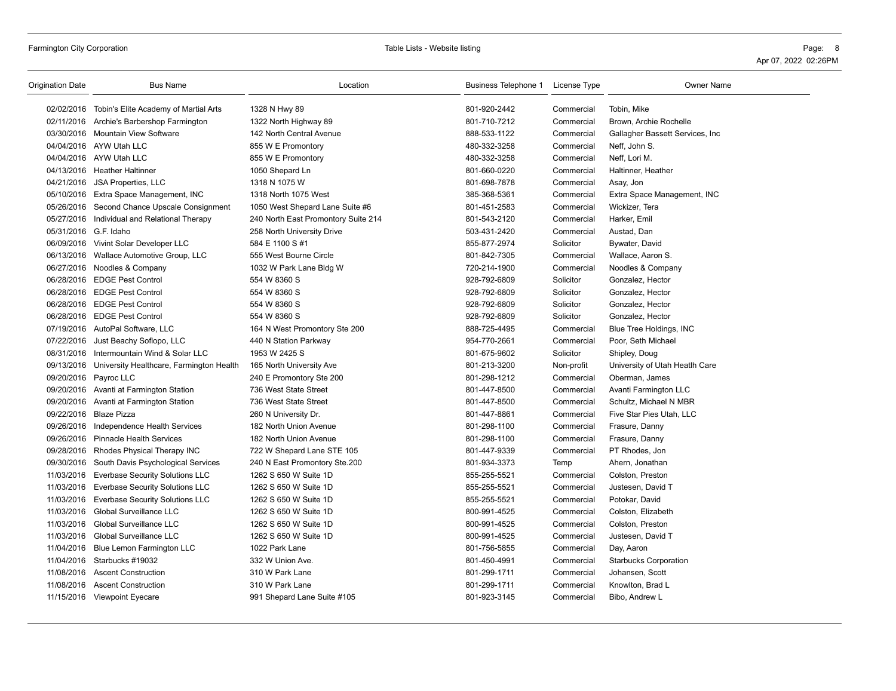| Origination Date | Bus Name | Location | Business Telephone 1 | License Type | Owner Name |
|---|---|---|---|---|---|
| 02/02/2016 | Tobin's Elite Academy of Martial Arts | 1328 N Hwy 89 | 801-920-2442 | Commercial | Tobin, Mike |
| 02/11/2016 | Archie's Barbershop Farmington | 1322 North Highway 89 | 801-710-7212 | Commercial | Brown, Archie Rochelle |
| 03/30/2016 | Mountain View Software | 142 North Central Avenue | 888-533-1122 | Commercial | Gallagher Bassett Services, Inc |
| 04/04/2016 | AYW Utah LLC | 855 W E Promontory | 480-332-3258 | Commercial | Neff, John S. |
| 04/04/2016 | AYW Utah LLC | 855 W E Promontory | 480-332-3258 | Commercial | Neff, Lori M. |
| 04/13/2016 | Heather Haltinner | 1050 Shepard Ln | 801-660-0220 | Commercial | Haltinner, Heather |
| 04/21/2016 | JSA Properties, LLC | 1318 N 1075 W | 801-698-7878 | Commercial | Asay, Jon |
| 05/10/2016 | Extra Space Management, INC | 1318 North 1075 West | 385-368-5361 | Commercial | Extra Space Management, INC |
| 05/26/2016 | Second Chance Upscale Consignment | 1050 West Shepard Lane Suite #6 | 801-451-2583 | Commercial | Wickizer, Tera |
| 05/27/2016 | Individual and Relational Therapy | 240 North East Promontory Suite 214 | 801-543-2120 | Commercial | Harker, Emil |
| 05/31/2016 | G.F. Idaho | 258 North University Drive | 503-431-2420 | Commercial | Austad, Dan |
| 06/09/2016 | Vivint Solar Developer LLC | 584 E 1100 S #1 | 855-877-2974 | Solicitor | Bywater, David |
| 06/13/2016 | Wallace Automotive Group, LLC | 555 West Bourne Circle | 801-842-7305 | Commercial | Wallace, Aaron S. |
| 06/27/2016 | Noodles & Company | 1032 W Park Lane Bldg W | 720-214-1900 | Commercial | Noodles & Company |
| 06/28/2016 | EDGE Pest Control | 554 W 8360 S | 928-792-6809 | Solicitor | Gonzalez, Hector |
| 06/28/2016 | EDGE Pest Control | 554 W 8360 S | 928-792-6809 | Solicitor | Gonzalez, Hector |
| 06/28/2016 | EDGE Pest Control | 554 W 8360 S | 928-792-6809 | Solicitor | Gonzalez, Hector |
| 06/28/2016 | EDGE Pest Control | 554 W 8360 S | 928-792-6809 | Solicitor | Gonzalez, Hector |
| 07/19/2016 | AutoPal Software, LLC | 164 N West Promontory Ste 200 | 888-725-4495 | Commercial | Blue Tree Holdings, INC |
| 07/22/2016 | Just Beachy Soflopo, LLC | 440 N Station Parkway | 954-770-2661 | Commercial | Poor, Seth Michael |
| 08/31/2016 | Intermountain Wind & Solar LLC | 1953 W 2425 S | 801-675-9602 | Solicitor | Shipley, Doug |
| 09/13/2016 | University Healthcare, Farmington Health | 165 North University Ave | 801-213-3200 | Non-profit | University of Utah Heatlh Care |
| 09/20/2016 | Payroc LLC | 240 E Promontory Ste 200 | 801-298-1212 | Commercial | Oberman, James |
| 09/20/2016 | Avanti at Farmington Station | 736 West State Street | 801-447-8500 | Commercial | Avanti Farmington LLC |
| 09/20/2016 | Avanti at Farmington Station | 736 West State Street | 801-447-8500 | Commercial | Schultz, Michael N MBR |
| 09/22/2016 | Blaze Pizza | 260 N University Dr. | 801-447-8861 | Commercial | Five Star Pies Utah, LLC |
| 09/26/2016 | Independence Health Services | 182 North Union Avenue | 801-298-1100 | Commercial | Frasure, Danny |
| 09/26/2016 | Pinnacle Health Services | 182 North Union Avenue | 801-298-1100 | Commercial | Frasure, Danny |
| 09/28/2016 | Rhodes Physical Therapy INC | 722 W Shepard Lane STE 105 | 801-447-9339 | Commercial | PT Rhodes, Jon |
| 09/30/2016 | South Davis Psychological Services | 240 N East Promontory Ste.200 | 801-934-3373 | Temp | Ahern, Jonathan |
| 11/03/2016 | Everbase Security Solutions LLC | 1262 S 650 W Suite 1D | 855-255-5521 | Commercial | Colston, Preston |
| 11/03/2016 | Everbase Security Solutions LLC | 1262 S 650 W Suite 1D | 855-255-5521 | Commercial | Justesen, David T |
| 11/03/2016 | Everbase Security Solutions LLC | 1262 S 650 W Suite 1D | 855-255-5521 | Commercial | Potokar, David |
| 11/03/2016 | Global Surveillance LLC | 1262 S 650 W Suite 1D | 800-991-4525 | Commercial | Colston, Elizabeth |
| 11/03/2016 | Global Surveillance LLC | 1262 S 650 W Suite 1D | 800-991-4525 | Commercial | Colston, Preston |
| 11/03/2016 | Global Surveillance LLC | 1262 S 650 W Suite 1D | 800-991-4525 | Commercial | Justesen, David T |
| 11/04/2016 | Blue Lemon Farmington LLC | 1022 Park Lane | 801-756-5855 | Commercial | Day, Aaron |
| 11/04/2016 | Starbucks #19032 | 332 W Union Ave. | 801-450-4991 | Commercial | Starbucks Corporation |
| 11/08/2016 | Ascent Construction | 310 W Park Lane | 801-299-1711 | Commercial | Johansen, Scott |
| 11/08/2016 | Ascent Construction | 310 W Park Lane | 801-299-1711 | Commercial | Knowlton, Brad L |
| 11/15/2016 | Viewpoint Eyecare | 991 Shepard Lane Suite #105 | 801-923-3145 | Commercial | Bibo, Andrew L |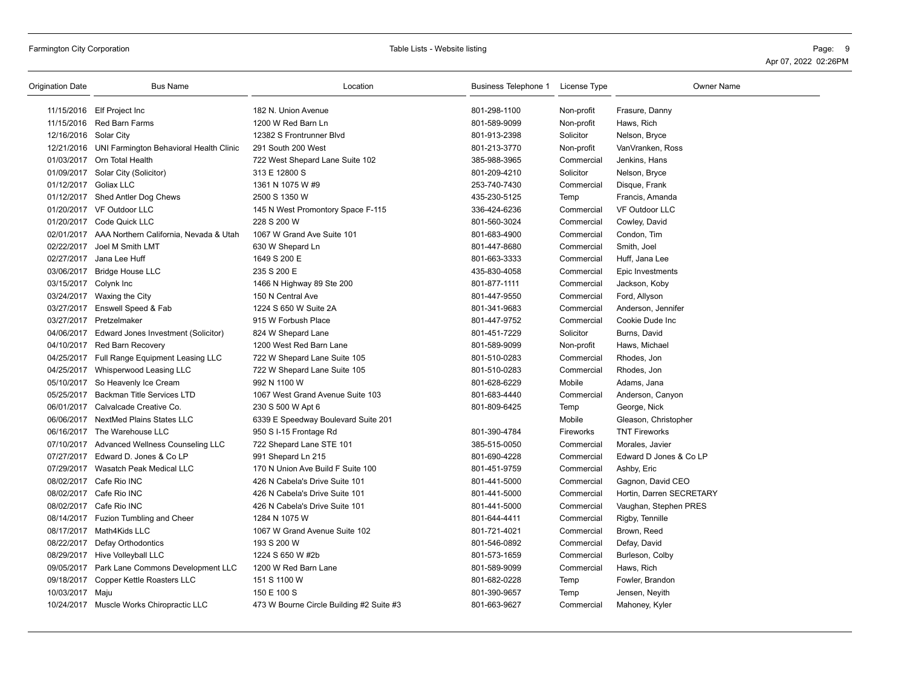| Origination Date | Bus Name | Location | Business Telephone 1 | License Type | Owner Name |
|---|---|---|---|---|---|
| 11/15/2016 | Elf Project Inc | 182 N. Union Avenue | 801-298-1100 | Non-profit | Frasure, Danny |
| 11/15/2016 | Red Barn Farms | 1200 W Red Barn Ln | 801-589-9099 | Non-profit | Haws, Rich |
| 12/16/2016 | Solar City | 12382 S Frontrunner Blvd | 801-913-2398 | Solicitor | Nelson, Bryce |
| 12/21/2016 | UNI Farmington Behavioral Health Clinic | 291 South 200 West | 801-213-3770 | Non-profit | VanVranken, Ross |
| 01/03/2017 | Orn Total Health | 722 West Shepard Lane Suite 102 | 385-988-3965 | Commercial | Jenkins, Hans |
| 01/09/2017 | Solar City (Solicitor) | 313 E 12800 S | 801-209-4210 | Solicitor | Nelson, Bryce |
| 01/12/2017 | Goliax LLC | 1361 N 1075 W #9 | 253-740-7430 | Commercial | Disque, Frank |
| 01/12/2017 | Shed Antler Dog Chews | 2500 S 1350 W | 435-230-5125 | Temp | Francis, Amanda |
| 01/20/2017 | VF Outdoor LLC | 145 N West Promontory Space F-115 | 336-424-6236 | Commercial | VF Outdoor LLC |
| 01/20/2017 | Code Quick LLC | 228 S 200 W | 801-560-3024 | Commercial | Cowley, David |
| 02/01/2017 | AAA Northern California, Nevada & Utah | 1067 W Grand Ave Suite 101 | 801-683-4900 | Commercial | Condon, Tim |
| 02/22/2017 | Joel M Smith LMT | 630 W Shepard Ln | 801-447-8680 | Commercial | Smith, Joel |
| 02/27/2017 | Jana Lee Huff | 1649 S 200 E | 801-663-3333 | Commercial | Huff, Jana Lee |
| 03/06/2017 | Bridge House LLC | 235 S 200 E | 435-830-4058 | Commercial | Epic Investments |
| 03/15/2017 | Colynk Inc | 1466 N Highway 89 Ste 200 | 801-877-1111 | Commercial | Jackson, Koby |
| 03/24/2017 | Waxing the City | 150 N Central Ave | 801-447-9550 | Commercial | Ford, Allyson |
| 03/27/2017 | Enswell Speed & Fab | 1224 S 650 W Suite 2A | 801-341-9683 | Commercial | Anderson, Jennifer |
| 03/27/2017 | Pretzelmaker | 915 W Forbush Place | 801-447-9752 | Commercial | Cookie Dude Inc |
| 04/06/2017 | Edward Jones Investment (Solicitor) | 824 W Shepard Lane | 801-451-7229 | Solicitor | Burns, David |
| 04/10/2017 | Red Barn Recovery | 1200 West Red Barn Lane | 801-589-9099 | Non-profit | Haws, Michael |
| 04/25/2017 | Full Range Equipment Leasing LLC | 722 W Shepard Lane Suite 105 | 801-510-0283 | Commercial | Rhodes, Jon |
| 04/25/2017 | Whisperwood Leasing LLC | 722 W Shepard Lane Suite 105 | 801-510-0283 | Commercial | Rhodes, Jon |
| 05/10/2017 | So Heavenly Ice Cream | 992 N 1100 W | 801-628-6229 | Mobile | Adams, Jana |
| 05/25/2017 | Backman Title Services LTD | 1067 West Grand Avenue Suite 103 | 801-683-4440 | Commercial | Anderson, Canyon |
| 06/01/2017 | Calvalcade Creative Co. | 230 S 500 W Apt 6 | 801-809-6425 | Temp | George, Nick |
| 06/06/2017 | NextMed Plains States LLC | 6339 E Speedway Boulevard Suite 201 | | Mobile | Gleason, Christopher |
| 06/16/2017 | The Warehouse LLC | 950 S I-15 Frontage Rd | 801-390-4784 | Fireworks | TNT Fireworks |
| 07/10/2017 | Advanced Wellness Counseling LLC | 722 Shepard Lane STE 101 | 385-515-0050 | Commercial | Morales, Javier |
| 07/27/2017 | Edward D. Jones & Co LP | 991 Shepard Ln 215 | 801-690-4228 | Commercial | Edward D Jones & Co LP |
| 07/29/2017 | Wasatch Peak Medical LLC | 170 N Union Ave Build F Suite 100 | 801-451-9759 | Commercial | Ashby, Eric |
| 08/02/2017 | Cafe Rio INC | 426 N Cabela's Drive Suite 101 | 801-441-5000 | Commercial | Gagnon, David CEO |
| 08/02/2017 | Cafe Rio INC | 426 N Cabela's Drive Suite 101 | 801-441-5000 | Commercial | Hortin, Darren SECRETARY |
| 08/02/2017 | Cafe Rio INC | 426 N Cabela's Drive Suite 101 | 801-441-5000 | Commercial | Vaughan, Stephen PRES |
| 08/14/2017 | Fuzion Tumbling and Cheer | 1284 N 1075 W | 801-644-4411 | Commercial | Rigby, Tennille |
| 08/17/2017 | Math4Kids LLC | 1067 W Grand Avenue Suite 102 | 801-721-4021 | Commercial | Brown, Reed |
| 08/22/2017 | Defay Orthodontics | 193 S 200 W | 801-546-0892 | Commercial | Defay, David |
| 08/29/2017 | Hive Volleyball LLC | 1224 S 650 W #2b | 801-573-1659 | Commercial | Burleson, Colby |
| 09/05/2017 | Park Lane Commons Development LLC | 1200 W Red Barn Lane | 801-589-9099 | Commercial | Haws, Rich |
| 09/18/2017 | Copper Kettle Roasters LLC | 151 S 1100 W | 801-682-0228 | Temp | Fowler, Brandon |
| 10/03/2017 | Maju | 150 E 100 S | 801-390-9657 | Temp | Jensen, Neyith |
| 10/24/2017 | Muscle Works Chiropractic LLC | 473 W Bourne Circle Building #2 Suite #3 | 801-663-9627 | Commercial | Mahoney, Kyler |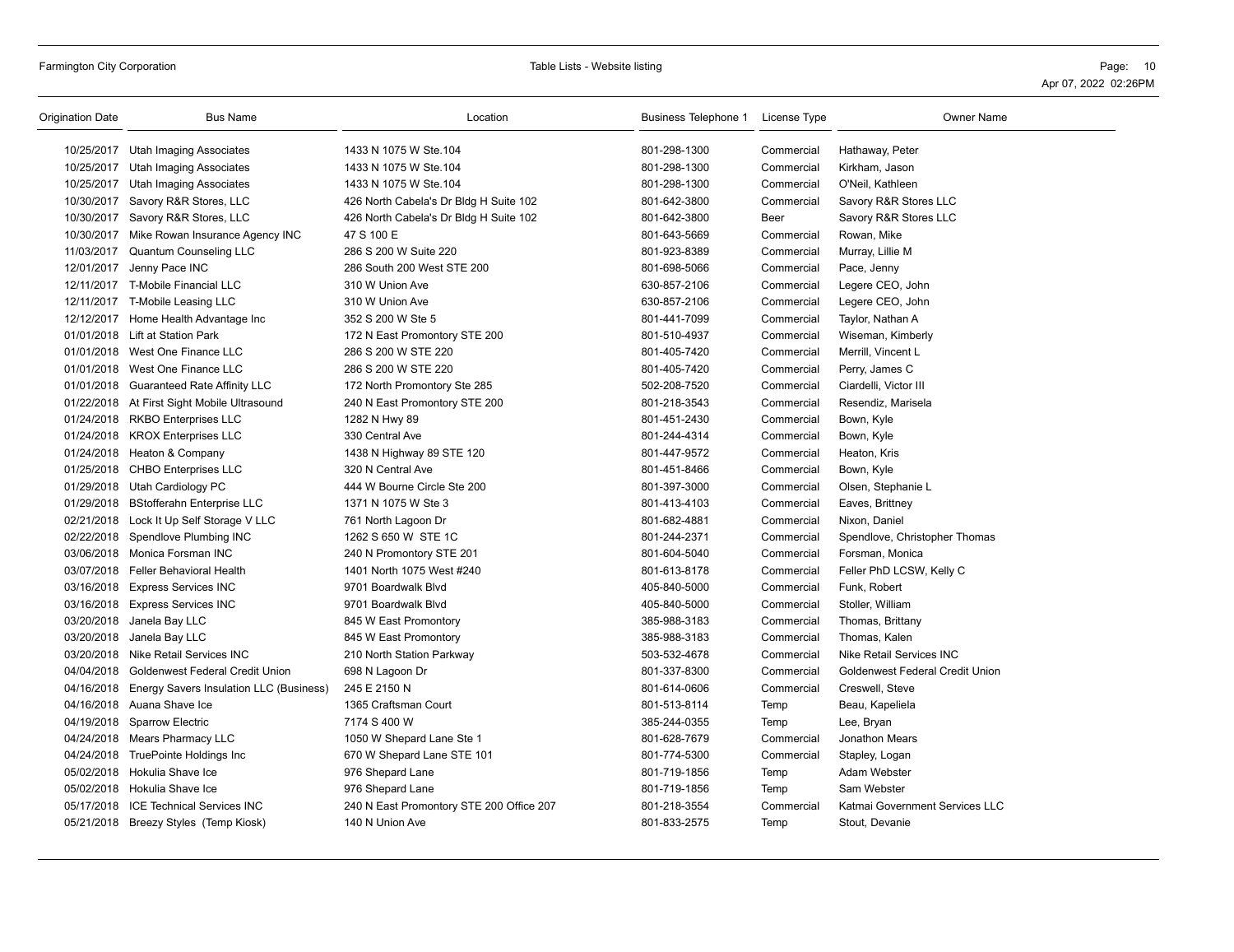| Origination Date | Bus Name | Location | Business Telephone 1 | License Type | Owner Name |
|---|---|---|---|---|---|
| 10/25/2017 | Utah Imaging Associates | 1433 N 1075 W Ste.104 | 801-298-1300 | Commercial | Hathaway, Peter |
| 10/25/2017 | Utah Imaging Associates | 1433 N 1075 W Ste.104 | 801-298-1300 | Commercial | Kirkham, Jason |
| 10/25/2017 | Utah Imaging Associates | 1433 N 1075 W Ste.104 | 801-298-1300 | Commercial | O'Neil, Kathleen |
| 10/30/2017 | Savory R&R Stores, LLC | 426 North Cabela's Dr Bldg H Suite 102 | 801-642-3800 | Commercial | Savory R&R Stores LLC |
| 10/30/2017 | Savory R&R Stores, LLC | 426 North Cabela's Dr Bldg H Suite 102 | 801-642-3800 | Beer | Savory R&R Stores LLC |
| 10/30/2017 | Mike Rowan Insurance Agency INC | 47 S 100 E | 801-643-5669 | Commercial | Rowan, Mike |
| 11/03/2017 | Quantum Counseling LLC | 286 S 200 W Suite 220 | 801-923-8389 | Commercial | Murray, Lillie M |
| 12/01/2017 | Jenny Pace INC | 286 South 200 West STE 200 | 801-698-5066 | Commercial | Pace, Jenny |
| 12/11/2017 | T-Mobile Financial LLC | 310 W Union Ave | 630-857-2106 | Commercial | Legere CEO, John |
| 12/11/2017 | T-Mobile Leasing LLC | 310 W Union Ave | 630-857-2106 | Commercial | Legere CEO, John |
| 12/12/2017 | Home Health Advantage Inc | 352 S 200 W Ste 5 | 801-441-7099 | Commercial | Taylor, Nathan A |
| 01/01/2018 | Lift at Station Park | 172 N East Promontory STE 200 | 801-510-4937 | Commercial | Wiseman, Kimberly |
| 01/01/2018 | West One Finance LLC | 286 S 200 W STE 220 | 801-405-7420 | Commercial | Merrill, Vincent L |
| 01/01/2018 | West One Finance LLC | 286 S 200 W STE 220 | 801-405-7420 | Commercial | Perry, James C |
| 01/01/2018 | Guaranteed Rate Affinity LLC | 172 North Promontory Ste 285 | 502-208-7520 | Commercial | Ciardelli, Victor III |
| 01/22/2018 | At First Sight Mobile Ultrasound | 240 N East Promontory STE 200 | 801-218-3543 | Commercial | Resendiz, Marisela |
| 01/24/2018 | RKBO Enterprises LLC | 1282 N Hwy 89 | 801-451-2430 | Commercial | Bown, Kyle |
| 01/24/2018 | KROX Enterprises LLC | 330 Central Ave | 801-244-4314 | Commercial | Bown, Kyle |
| 01/24/2018 | Heaton & Company | 1438 N Highway 89 STE 120 | 801-447-9572 | Commercial | Heaton, Kris |
| 01/25/2018 | CHBO Enterprises LLC | 320 N Central Ave | 801-451-8466 | Commercial | Bown, Kyle |
| 01/29/2018 | Utah Cardiology PC | 444 W Bourne Circle Ste 200 | 801-397-3000 | Commercial | Olsen, Stephanie L |
| 01/29/2018 | BStofferahn Enterprise LLC | 1371 N 1075 W Ste 3 | 801-413-4103 | Commercial | Eaves, Brittney |
| 02/21/2018 | Lock It Up Self Storage V LLC | 761 North Lagoon Dr | 801-682-4881 | Commercial | Nixon, Daniel |
| 02/22/2018 | Spendlove Plumbing INC | 1262 S 650 W STE 1C | 801-244-2371 | Commercial | Spendlove, Christopher Thomas |
| 03/06/2018 | Monica Forsman INC | 240 N Promontory STE 201 | 801-604-5040 | Commercial | Forsman, Monica |
| 03/07/2018 | Feller Behavioral Health | 1401 North 1075 West #240 | 801-613-8178 | Commercial | Feller PhD LCSW, Kelly C |
| 03/16/2018 | Express Services INC | 9701 Boardwalk Blvd | 405-840-5000 | Commercial | Funk, Robert |
| 03/16/2018 | Express Services INC | 9701 Boardwalk Blvd | 405-840-5000 | Commercial | Stoller, William |
| 03/20/2018 | Janela Bay LLC | 845 W East Promontory | 385-988-3183 | Commercial | Thomas, Brittany |
| 03/20/2018 | Janela Bay LLC | 845 W East Promontory | 385-988-3183 | Commercial | Thomas, Kalen |
| 03/20/2018 | Nike Retail Services INC | 210 North Station Parkway | 503-532-4678 | Commercial | Nike Retail Services INC |
| 04/04/2018 | Goldenwest Federal Credit Union | 698 N Lagoon Dr | 801-337-8300 | Commercial | Goldenwest Federal Credit Union |
| 04/16/2018 | Energy Savers Insulation LLC (Business) | 245 E 2150 N | 801-614-0606 | Commercial | Creswell, Steve |
| 04/16/2018 | Auana Shave Ice | 1365 Craftsman Court | 801-513-8114 | Temp | Beau, Kapeliela |
| 04/19/2018 | Sparrow Electric | 7174 S 400 W | 385-244-0355 | Temp | Lee, Bryan |
| 04/24/2018 | Mears Pharmacy LLC | 1050 W Shepard Lane Ste 1 | 801-628-7679 | Commercial | Jonathon Mears |
| 04/24/2018 | TruePointe Holdings Inc | 670 W Shepard Lane STE 101 | 801-774-5300 | Commercial | Stapley, Logan |
| 05/02/2018 | Hokulia Shave Ice | 976 Shepard Lane | 801-719-1856 | Temp | Adam Webster |
| 05/02/2018 | Hokulia Shave Ice | 976 Shepard Lane | 801-719-1856 | Temp | Sam Webster |
| 05/17/2018 | ICE Technical Services INC | 240 N East Promontory STE 200 Office 207 | 801-218-3554 | Commercial | Katmai Government Services LLC |
| 05/21/2018 | Breezy Styles (Temp Kiosk) | 140 N Union Ave | 801-833-2575 | Temp | Stout, Devanie |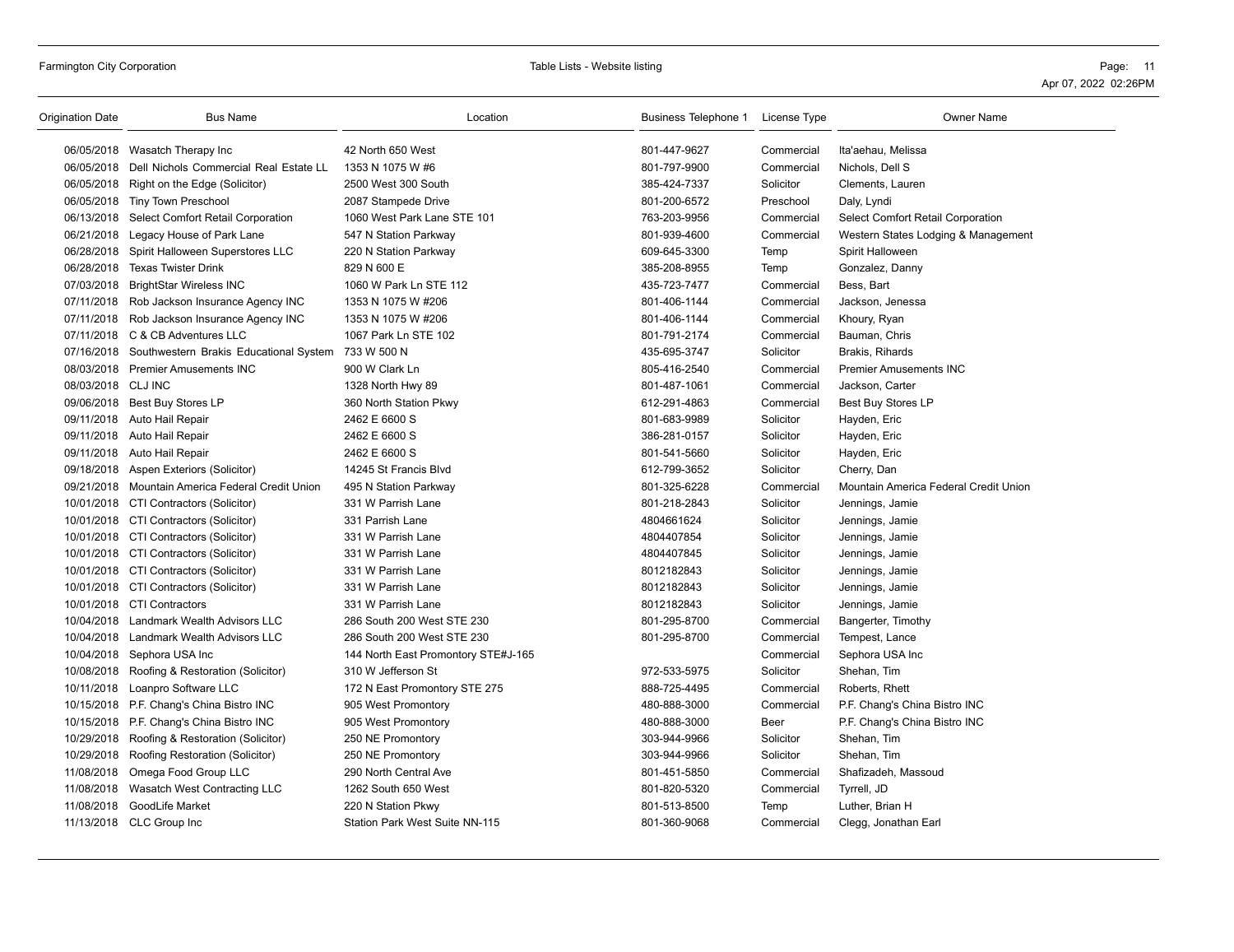| Origination Date | Bus Name | Location | Business Telephone 1 | License Type | Owner Name |
|---|---|---|---|---|---|
| 06/05/2018 | Wasatch Therapy Inc | 42 North 650 West | 801-447-9627 | Commercial | Ita'aehau, Melissa |
| 06/05/2018 | Dell Nichols Commercial Real Estate LL | 1353 N 1075 W #6 | 801-797-9900 | Commercial | Nichols, Dell S |
| 06/05/2018 | Right on the Edge (Solicitor) | 2500 West 300 South | 385-424-7337 | Solicitor | Clements, Lauren |
| 06/05/2018 | Tiny Town Preschool | 2087 Stampede Drive | 801-200-6572 | Preschool | Daly, Lyndi |
| 06/13/2018 | Select Comfort Retail Corporation | 1060 West Park Lane STE 101 | 763-203-9956 | Commercial | Select Comfort Retail Corporation |
| 06/21/2018 | Legacy House of Park Lane | 547 N Station Parkway | 801-939-4600 | Commercial | Western States Lodging & Management |
| 06/28/2018 | Spirit Halloween Superstores LLC | 220 N Station Parkway | 609-645-3300 | Temp | Spirit Halloween |
| 06/28/2018 | Texas Twister Drink | 829 N 600 E | 385-208-8955 | Temp | Gonzalez, Danny |
| 07/03/2018 | BrightStar Wireless INC | 1060 W Park Ln STE 112 | 435-723-7477 | Commercial | Bess, Bart |
| 07/11/2018 | Rob Jackson Insurance Agency INC | 1353 N 1075 W #206 | 801-406-1144 | Commercial | Jackson, Jenessa |
| 07/11/2018 | Rob Jackson Insurance Agency INC | 1353 N 1075 W #206 | 801-406-1144 | Commercial | Khoury, Ryan |
| 07/11/2018 | C & CB Adventures LLC | 1067 Park Ln STE 102 | 801-791-2174 | Commercial | Bauman, Chris |
| 07/16/2018 | Southwestern Brakis Educational System | 733 W 500 N | 435-695-3747 | Solicitor | Brakis, Rihards |
| 08/03/2018 | Premier Amusements INC | 900 W Clark Ln | 805-416-2540 | Commercial | Premier Amusements INC |
| 08/03/2018 | CLJ INC | 1328 North Hwy 89 | 801-487-1061 | Commercial | Jackson, Carter |
| 09/06/2018 | Best Buy Stores LP | 360 North Station Pkwy | 612-291-4863 | Commercial | Best Buy Stores LP |
| 09/11/2018 | Auto Hail Repair | 2462 E 6600 S | 801-683-9989 | Solicitor | Hayden, Eric |
| 09/11/2018 | Auto Hail Repair | 2462 E 6600 S | 386-281-0157 | Solicitor | Hayden, Eric |
| 09/11/2018 | Auto Hail Repair | 2462 E 6600 S | 801-541-5660 | Solicitor | Hayden, Eric |
| 09/18/2018 | Aspen Exteriors (Solicitor) | 14245 St Francis Blvd | 612-799-3652 | Solicitor | Cherry, Dan |
| 09/21/2018 | Mountain America Federal Credit Union | 495 N Station Parkway | 801-325-6228 | Commercial | Mountain America Federal Credit Union |
| 10/01/2018 | CTI Contractors (Solicitor) | 331 W Parrish Lane | 801-218-2843 | Solicitor | Jennings, Jamie |
| 10/01/2018 | CTI Contractors (Solicitor) | 331 Parrish Lane | 4804661624 | Solicitor | Jennings, Jamie |
| 10/01/2018 | CTI Contractors (Solicitor) | 331 W Parrish Lane | 4804407854 | Solicitor | Jennings, Jamie |
| 10/01/2018 | CTI Contractors (Solicitor) | 331 W Parrish Lane | 4804407845 | Solicitor | Jennings, Jamie |
| 10/01/2018 | CTI Contractors (Solicitor) | 331 W Parrish Lane | 8012182843 | Solicitor | Jennings, Jamie |
| 10/01/2018 | CTI Contractors (Solicitor) | 331 W Parrish Lane | 8012182843 | Solicitor | Jennings, Jamie |
| 10/01/2018 | CTI Contractors | 331 W Parrish Lane | 8012182843 | Solicitor | Jennings, Jamie |
| 10/04/2018 | Landmark Wealth Advisors LLC | 286 South 200 West STE 230 | 801-295-8700 | Commercial | Bangerter, Timothy |
| 10/04/2018 | Landmark Wealth Advisors LLC | 286 South 200 West STE 230 | 801-295-8700 | Commercial | Tempest, Lance |
| 10/04/2018 | Sephora USA Inc | 144 North East Promontory STE#J-165 | | Commercial | Sephora USA Inc |
| 10/08/2018 | Roofing & Restoration (Solicitor) | 310 W Jefferson St | 972-533-5975 | Solicitor | Shehan, Tim |
| 10/11/2018 | Loanpro Software LLC | 172 N East Promontory STE 275 | 888-725-4495 | Commercial | Roberts, Rhett |
| 10/15/2018 | P.F. Chang's China Bistro INC | 905 West Promontory | 480-888-3000 | Commercial | P.F. Chang's China Bistro INC |
| 10/15/2018 | P.F. Chang's China Bistro INC | 905 West Promontory | 480-888-3000 | Beer | P.F. Chang's China Bistro INC |
| 10/29/2018 | Roofing & Restoration (Solicitor) | 250 NE Promontory | 303-944-9966 | Solicitor | Shehan, Tim |
| 10/29/2018 | Roofing Restoration (Solicitor) | 250 NE Promontory | 303-944-9966 | Solicitor | Shehan, Tim |
| 11/08/2018 | Omega Food Group LLC | 290 North Central Ave | 801-451-5850 | Commercial | Shafizadeh, Massoud |
| 11/08/2018 | Wasatch West Contracting LLC | 1262 South 650 West | 801-820-5320 | Commercial | Tyrrell, JD |
| 11/08/2018 | GoodLife Market | 220 N Station Pkwy | 801-513-8500 | Temp | Luther, Brian H |
| 11/13/2018 | CLC Group Inc | Station Park West Suite NN-115 | 801-360-9068 | Commercial | Clegg, Jonathan Earl |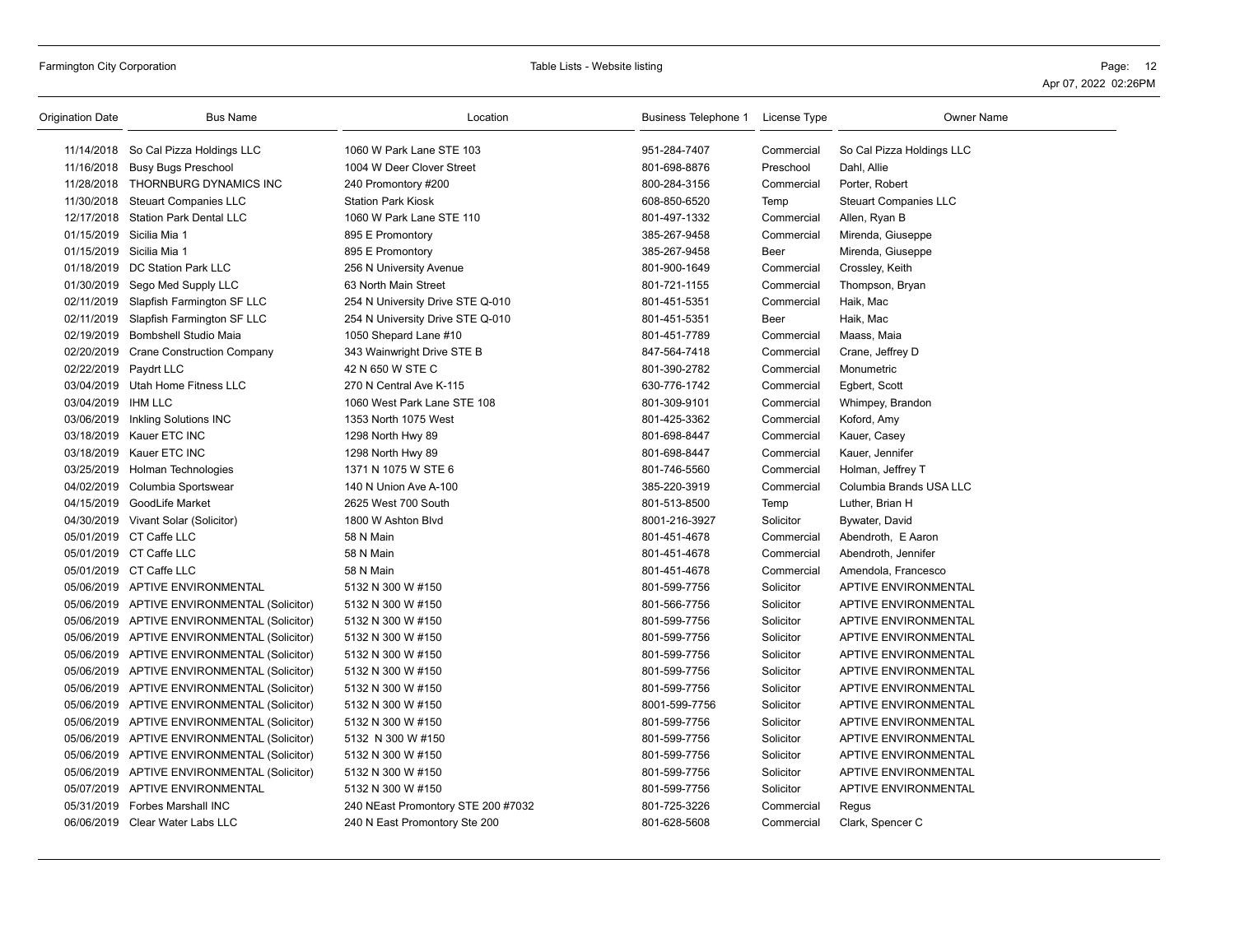| Origination Date | Bus Name | Location | Business Telephone 1 | License Type | Owner Name |
|---|---|---|---|---|---|
| 11/14/2018 | So Cal Pizza Holdings LLC | 1060 W Park Lane STE 103 | 951-284-7407 | Commercial | So Cal Pizza Holdings LLC |
| 11/16/2018 | Busy Bugs Preschool | 1004 W Deer Clover Street | 801-698-8876 | Preschool | Dahl, Allie |
| 11/28/2018 | THORNBURG DYNAMICS INC | 240 Promontory #200 | 800-284-3156 | Commercial | Porter, Robert |
| 11/30/2018 | Steuart Companies LLC | Station Park Kiosk | 608-850-6520 | Temp | Steuart Companies LLC |
| 12/17/2018 | Station Park Dental LLC | 1060 W Park Lane STE 110 | 801-497-1332 | Commercial | Allen, Ryan B |
| 01/15/2019 | Sicilia Mia 1 | 895 E Promontory | 385-267-9458 | Commercial | Mirenda, Giuseppe |
| 01/15/2019 | Sicilia Mia 1 | 895 E Promontory | 385-267-9458 | Beer | Mirenda, Giuseppe |
| 01/18/2019 | DC Station Park LLC | 256 N University Avenue | 801-900-1649 | Commercial | Crossley, Keith |
| 01/30/2019 | Sego Med Supply LLC | 63 North Main Street | 801-721-1155 | Commercial | Thompson, Bryan |
| 02/11/2019 | Slapfish Farmington SF LLC | 254 N University Drive STE Q-010 | 801-451-5351 | Commercial | Haik, Mac |
| 02/11/2019 | Slapfish Farmington SF LLC | 254 N University Drive STE Q-010 | 801-451-5351 | Beer | Haik, Mac |
| 02/19/2019 | Bombshell Studio Maia | 1050 Shepard Lane #10 | 801-451-7789 | Commercial | Maass, Maia |
| 02/20/2019 | Crane Construction Company | 343 Wainwright Drive STE B | 847-564-7418 | Commercial | Crane, Jeffrey D |
| 02/22/2019 | Paydrt LLC | 42 N 650 W STE C | 801-390-2782 | Commercial | Monumetric |
| 03/04/2019 | Utah Home Fitness LLC | 270 N Central Ave K-115 | 630-776-1742 | Commercial | Egbert, Scott |
| 03/04/2019 | IHM LLC | 1060 West Park Lane STE 108 | 801-309-9101 | Commercial | Whimpey, Brandon |
| 03/06/2019 | Inkling Solutions INC | 1353 North 1075 West | 801-425-3362 | Commercial | Koford, Amy |
| 03/18/2019 | Kauer ETC INC | 1298 North Hwy 89 | 801-698-8447 | Commercial | Kauer, Casey |
| 03/18/2019 | Kauer ETC INC | 1298 North Hwy 89 | 801-698-8447 | Commercial | Kauer, Jennifer |
| 03/25/2019 | Holman Technologies | 1371 N 1075 W STE 6 | 801-746-5560 | Commercial | Holman, Jeffrey T |
| 04/02/2019 | Columbia Sportswear | 140 N Union Ave A-100 | 385-220-3919 | Commercial | Columbia Brands USA LLC |
| 04/15/2019 | GoodLife Market | 2625 West 700 South | 801-513-8500 | Temp | Luther, Brian H |
| 04/30/2019 | Vivant Solar (Solicitor) | 1800 W Ashton Blvd | 8001-216-3927 | Solicitor | Bywater, David |
| 05/01/2019 | CT Caffe LLC | 58 N Main | 801-451-4678 | Commercial | Abendroth, E Aaron |
| 05/01/2019 | CT Caffe LLC | 58 N Main | 801-451-4678 | Commercial | Abendroth, Jennifer |
| 05/01/2019 | CT Caffe LLC | 58 N Main | 801-451-4678 | Commercial | Amendola, Francesco |
| 05/06/2019 | APTIVE ENVIRONMENTAL | 5132 N 300 W #150 | 801-599-7756 | Solicitor | APTIVE ENVIRONMENTAL |
| 05/06/2019 | APTIVE ENVIRONMENTAL (Solicitor) | 5132 N 300 W #150 | 801-566-7756 | Solicitor | APTIVE ENVIRONMENTAL |
| 05/06/2019 | APTIVE ENVIRONMENTAL (Solicitor) | 5132 N 300 W #150 | 801-599-7756 | Solicitor | APTIVE ENVIRONMENTAL |
| 05/06/2019 | APTIVE ENVIRONMENTAL (Solicitor) | 5132 N 300 W #150 | 801-599-7756 | Solicitor | APTIVE ENVIRONMENTAL |
| 05/06/2019 | APTIVE ENVIRONMENTAL (Solicitor) | 5132 N 300 W #150 | 801-599-7756 | Solicitor | APTIVE ENVIRONMENTAL |
| 05/06/2019 | APTIVE ENVIRONMENTAL (Solicitor) | 5132 N 300 W #150 | 801-599-7756 | Solicitor | APTIVE ENVIRONMENTAL |
| 05/06/2019 | APTIVE ENVIRONMENTAL (Solicitor) | 5132 N 300 W #150 | 801-599-7756 | Solicitor | APTIVE ENVIRONMENTAL |
| 05/06/2019 | APTIVE ENVIRONMENTAL (Solicitor) | 5132 N 300 W #150 | 8001-599-7756 | Solicitor | APTIVE ENVIRONMENTAL |
| 05/06/2019 | APTIVE ENVIRONMENTAL (Solicitor) | 5132 N 300 W #150 | 801-599-7756 | Solicitor | APTIVE ENVIRONMENTAL |
| 05/06/2019 | APTIVE ENVIRONMENTAL (Solicitor) | 5132 N 300 W #150 | 801-599-7756 | Solicitor | APTIVE ENVIRONMENTAL |
| 05/06/2019 | APTIVE ENVIRONMENTAL (Solicitor) | 5132 N 300 W #150 | 801-599-7756 | Solicitor | APTIVE ENVIRONMENTAL |
| 05/06/2019 | APTIVE ENVIRONMENTAL (Solicitor) | 5132 N 300 W #150 | 801-599-7756 | Solicitor | APTIVE ENVIRONMENTAL |
| 05/07/2019 | APTIVE ENVIRONMENTAL | 5132 N 300 W #150 | 801-599-7756 | Solicitor | APTIVE ENVIRONMENTAL |
| 05/31/2019 | Forbes Marshall INC | 240 NEast Promontory STE 200 #7032 | 801-725-3226 | Commercial | Regus |
| 06/06/2019 | Clear Water Labs LLC | 240 N East Promontory Ste 200 | 801-628-5608 | Commercial | Clark, Spencer C |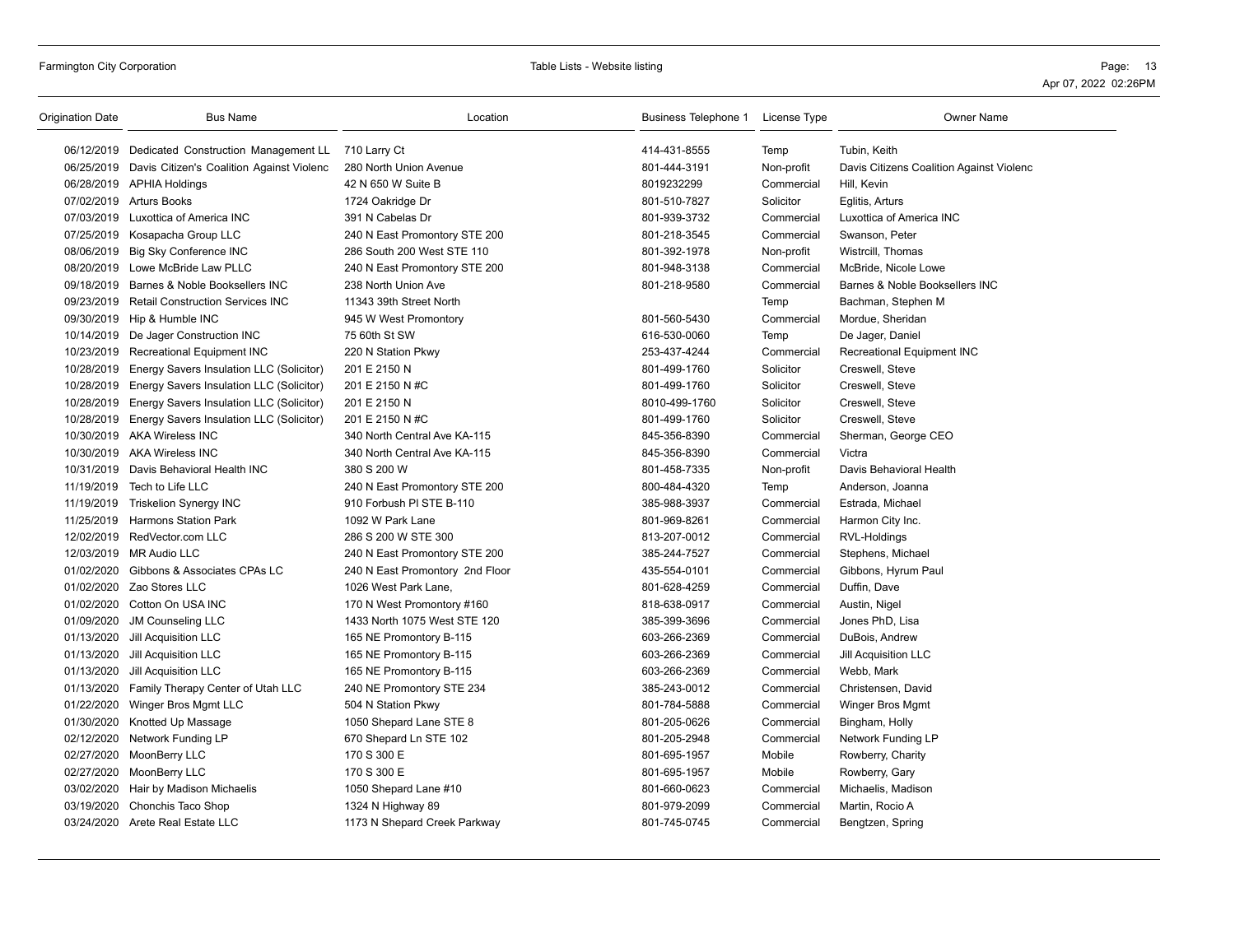| Origination Date | Bus Name | Location | Business Telephone 1 | License Type | Owner Name |
|---|---|---|---|---|---|
| 06/12/2019 | Dedicated Construction Management LL | 710 Larry Ct | 414-431-8555 | Temp | Tubin, Keith |
| 06/25/2019 | Davis Citizen's Coalition Against Violenc | 280 North Union Avenue | 801-444-3191 | Non-profit | Davis Citizens Coalition Against Violenc |
| 06/28/2019 | APHIA Holdings | 42 N 650 W Suite B | 8019232299 | Commercial | Hill, Kevin |
| 07/02/2019 | Arturs Books | 1724 Oakridge Dr | 801-510-7827 | Solicitor | Eglitis, Arturs |
| 07/03/2019 | Luxottica of America INC | 391 N Cabelas Dr | 801-939-3732 | Commercial | Luxottica of America INC |
| 07/25/2019 | Kosapacha Group LLC | 240 N East Promontory STE 200 | 801-218-3545 | Commercial | Swanson, Peter |
| 08/06/2019 | Big Sky Conference INC | 286 South 200 West STE 110 | 801-392-1978 | Non-profit | Wistrcill, Thomas |
| 08/20/2019 | Lowe McBride Law PLLC | 240 N East Promontory STE 200 | 801-948-3138 | Commercial | McBride, Nicole Lowe |
| 09/18/2019 | Barnes & Noble Booksellers INC | 238 North Union Ave | 801-218-9580 | Commercial | Barnes & Noble Booksellers INC |
| 09/23/2019 | Retail Construction Services INC | 11343 39th Street North | | Temp | Bachman, Stephen M |
| 09/30/2019 | Hip & Humble INC | 945 W West Promontory | 801-560-5430 | Commercial | Mordue, Sheridan |
| 10/14/2019 | De Jager Construction INC | 75 60th St SW | 616-530-0060 | Temp | De Jager, Daniel |
| 10/23/2019 | Recreational Equipment INC | 220 N Station Pkwy | 253-437-4244 | Commercial | Recreational Equipment INC |
| 10/28/2019 | Energy Savers Insulation LLC (Solicitor) | 201 E 2150 N | 801-499-1760 | Solicitor | Creswell, Steve |
| 10/28/2019 | Energy Savers Insulation LLC (Solicitor) | 201 E 2150 N #C | 801-499-1760 | Solicitor | Creswell, Steve |
| 10/28/2019 | Energy Savers Insulation LLC (Solicitor) | 201 E 2150 N | 8010-499-1760 | Solicitor | Creswell, Steve |
| 10/28/2019 | Energy Savers Insulation LLC (Solicitor) | 201 E 2150 N #C | 801-499-1760 | Solicitor | Creswell, Steve |
| 10/30/2019 | AKA Wireless INC | 340 North Central Ave KA-115 | 845-356-8390 | Commercial | Sherman, George CEO |
| 10/30/2019 | AKA Wireless INC | 340 North Central Ave KA-115 | 845-356-8390 | Commercial | Victra |
| 10/31/2019 | Davis Behavioral Health INC | 380 S 200 W | 801-458-7335 | Non-profit | Davis Behavioral Health |
| 11/19/2019 | Tech to Life LLC | 240 N East Promontory STE 200 | 800-484-4320 | Temp | Anderson, Joanna |
| 11/19/2019 | Triskelion Synergy INC | 910 Forbush Pl STE B-110 | 385-988-3937 | Commercial | Estrada, Michael |
| 11/25/2019 | Harmons Station Park | 1092 W Park Lane | 801-969-8261 | Commercial | Harmon City Inc. |
| 12/02/2019 | RedVector.com LLC | 286 S 200 W STE 300 | 813-207-0012 | Commercial | RVL-Holdings |
| 12/03/2019 | MR Audio LLC | 240 N East Promontory STE 200 | 385-244-7527 | Commercial | Stephens, Michael |
| 01/02/2020 | Gibbons & Associates CPAs LC | 240 N East Promontory 2nd Floor | 435-554-0101 | Commercial | Gibbons, Hyrum Paul |
| 01/02/2020 | Zao Stores LLC | 1026 West Park Lane, | 801-628-4259 | Commercial | Duffin, Dave |
| 01/02/2020 | Cotton On USA INC | 170 N West Promontory #160 | 818-638-0917 | Commercial | Austin, Nigel |
| 01/09/2020 | JM Counseling LLC | 1433 North 1075 West STE 120 | 385-399-3696 | Commercial | Jones PhD, Lisa |
| 01/13/2020 | Jill Acquisition LLC | 165 NE Promontory B-115 | 603-266-2369 | Commercial | DuBois, Andrew |
| 01/13/2020 | Jill Acquisition LLC | 165 NE Promontory B-115 | 603-266-2369 | Commercial | Jill Acquisition LLC |
| 01/13/2020 | Jill Acquisition LLC | 165 NE Promontory B-115 | 603-266-2369 | Commercial | Webb, Mark |
| 01/13/2020 | Family Therapy Center of Utah LLC | 240 NE Promontory STE 234 | 385-243-0012 | Commercial | Christensen, David |
| 01/22/2020 | Winger Bros Mgmt LLC | 504 N Station Pkwy | 801-784-5888 | Commercial | Winger Bros Mgmt |
| 01/30/2020 | Knotted Up Massage | 1050 Shepard Lane STE 8 | 801-205-0626 | Commercial | Bingham, Holly |
| 02/12/2020 | Network Funding LP | 670 Shepard Ln STE 102 | 801-205-2948 | Commercial | Network Funding LP |
| 02/27/2020 | MoonBerry LLC | 170 S 300 E | 801-695-1957 | Mobile | Rowberry, Charity |
| 02/27/2020 | MoonBerry LLC | 170 S 300 E | 801-695-1957 | Mobile | Rowberry, Gary |
| 03/02/2020 | Hair by Madison Michaelis | 1050 Shepard Lane #10 | 801-660-0623 | Commercial | Michaelis, Madison |
| 03/19/2020 | Chonchis Taco Shop | 1324 N Highway 89 | 801-979-2099 | Commercial | Martin, Rocio A |
| 03/24/2020 | Arete Real Estate LLC | 1173 N Shepard Creek Parkway | 801-745-0745 | Commercial | Bengtzen, Spring |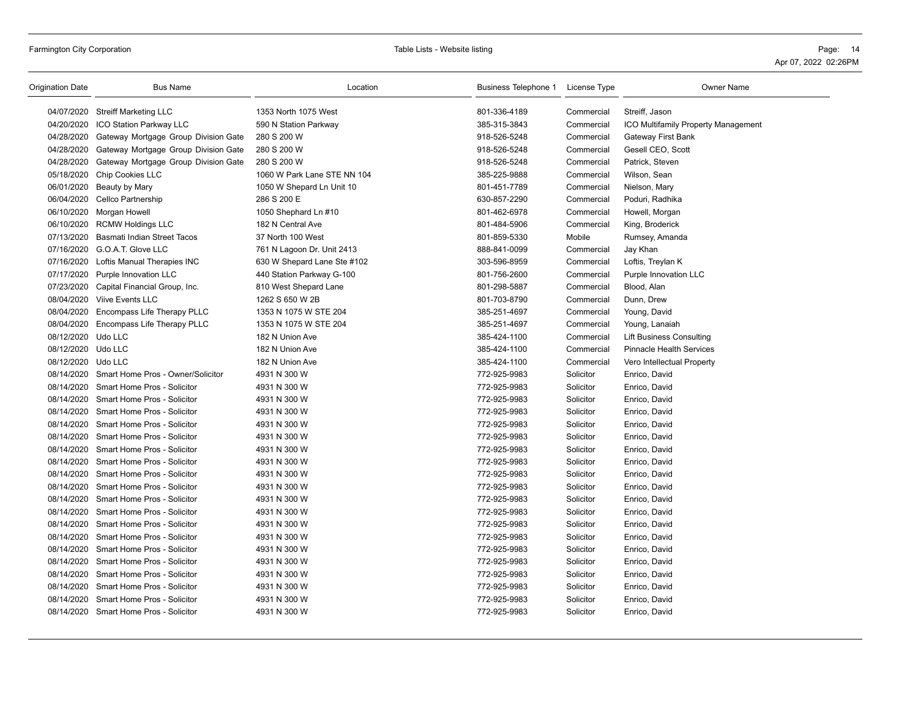| Origination Date | Bus Name | Location | Business Telephone 1 | License Type | Owner Name |
|---|---|---|---|---|---|
| 04/07/2020 | Streiff Marketing LLC | 1353 North 1075 West | 801-336-4189 | Commercial | Streiff, Jason |
| 04/20/2020 | ICO Station Parkway LLC | 590 N Station Parkway | 385-315-3843 | Commercial | ICO Multifamily Property Management |
| 04/28/2020 | Gateway Mortgage Group Division Gate | 280 S 200 W | 918-526-5248 | Commercial | Gateway First Bank |
| 04/28/2020 | Gateway Mortgage Group Division Gate | 280 S 200 W | 918-526-5248 | Commercial | Gesell CEO, Scott |
| 04/28/2020 | Gateway Mortgage Group Division Gate | 280 S 200 W | 918-526-5248 | Commercial | Patrick, Steven |
| 05/18/2020 | Chip Cookies LLC | 1060 W Park Lane STE NN 104 | 385-225-9888 | Commercial | Wilson, Sean |
| 06/01/2020 | Beauty by Mary | 1050 W Shepard Ln Unit 10 | 801-451-7789 | Commercial | Nielson, Mary |
| 06/04/2020 | Cellco Partnership | 286 S 200 E | 630-857-2290 | Commercial | Poduri, Radhika |
| 06/10/2020 | Morgan Howell | 1050 Shephard Ln #10 | 801-462-6978 | Commercial | Howell, Morgan |
| 06/10/2020 | RCMW Holdings LLC | 182 N Central Ave | 801-484-5906 | Commercial | King, Broderick |
| 07/13/2020 | Basmati Indian Street Tacos | 37 North 100 West | 801-859-5330 | Mobile | Rumsey, Amanda |
| 07/16/2020 | G.O.A.T. Glove LLC | 761 N Lagoon Dr. Unit 2413 | 888-841-0099 | Commercial | Jay Khan |
| 07/16/2020 | Loftis Manual Therapies INC | 630 W Shepard Lane Ste #102 | 303-596-8959 | Commercial | Loftis, Treylan K |
| 07/17/2020 | Purple Innovation LLC | 440 Station Parkway G-100 | 801-756-2600 | Commercial | Purple Innovation LLC |
| 07/23/2020 | Capital Financial Group, Inc. | 810 West Shepard Lane | 801-298-5887 | Commercial | Blood, Alan |
| 08/04/2020 | Viive Events LLC | 1262 S 650 W 2B | 801-703-8790 | Commercial | Dunn, Drew |
| 08/04/2020 | Encompass Life Therapy PLLC | 1353 N 1075 W STE 204 | 385-251-4697 | Commercial | Young, David |
| 08/04/2020 | Encompass Life Therapy PLLC | 1353 N 1075 W STE 204 | 385-251-4697 | Commercial | Young, Lanaiah |
| 08/12/2020 | Udo LLC | 182 N Union Ave | 385-424-1100 | Commercial | Lift Business Consulting |
| 08/12/2020 | Udo LLC | 182 N Union Ave | 385-424-1100 | Commercial | Pinnacle Health Services |
| 08/12/2020 | Udo LLC | 182 N Union Ave | 385-424-1100 | Commercial | Vero Intellectual Property |
| 08/14/2020 | Smart Home Pros - Owner/Solicitor | 4931 N 300 W | 772-925-9983 | Solicitor | Enrico, David |
| 08/14/2020 | Smart Home Pros - Solicitor | 4931 N 300 W | 772-925-9983 | Solicitor | Enrico, David |
| 08/14/2020 | Smart Home Pros - Solicitor | 4931 N 300 W | 772-925-9983 | Solicitor | Enrico, David |
| 08/14/2020 | Smart Home Pros - Solicitor | 4931 N 300 W | 772-925-9983 | Solicitor | Enrico, David |
| 08/14/2020 | Smart Home Pros - Solicitor | 4931 N 300 W | 772-925-9983 | Solicitor | Enrico, David |
| 08/14/2020 | Smart Home Pros - Solicitor | 4931 N 300 W | 772-925-9983 | Solicitor | Enrico, David |
| 08/14/2020 | Smart Home Pros - Solicitor | 4931 N 300 W | 772-925-9983 | Solicitor | Enrico, David |
| 08/14/2020 | Smart Home Pros - Solicitor | 4931 N 300 W | 772-925-9983 | Solicitor | Enrico, David |
| 08/14/2020 | Smart Home Pros - Solicitor | 4931 N 300 W | 772-925-9983 | Solicitor | Enrico, David |
| 08/14/2020 | Smart Home Pros - Solicitor | 4931 N 300 W | 772-925-9983 | Solicitor | Enrico, David |
| 08/14/2020 | Smart Home Pros - Solicitor | 4931 N 300 W | 772-925-9983 | Solicitor | Enrico, David |
| 08/14/2020 | Smart Home Pros - Solicitor | 4931 N 300 W | 772-925-9983 | Solicitor | Enrico, David |
| 08/14/2020 | Smart Home Pros - Solicitor | 4931 N 300 W | 772-925-9983 | Solicitor | Enrico, David |
| 08/14/2020 | Smart Home Pros - Solicitor | 4931 N 300 W | 772-925-9983 | Solicitor | Enrico, David |
| 08/14/2020 | Smart Home Pros - Solicitor | 4931 N 300 W | 772-925-9983 | Solicitor | Enrico, David |
| 08/14/2020 | Smart Home Pros - Solicitor | 4931 N 300 W | 772-925-9983 | Solicitor | Enrico, David |
| 08/14/2020 | Smart Home Pros - Solicitor | 4931 N 300 W | 772-925-9983 | Solicitor | Enrico, David |
| 08/14/2020 | Smart Home Pros - Solicitor | 4931 N 300 W | 772-925-9983 | Solicitor | Enrico, David |
| 08/14/2020 | Smart Home Pros - Solicitor | 4931 N 300 W | 772-925-9983 | Solicitor | Enrico, David |
| 08/14/2020 | Smart Home Pros - Solicitor | 4931 N 300 W | 772-925-9983 | Solicitor | Enrico, David |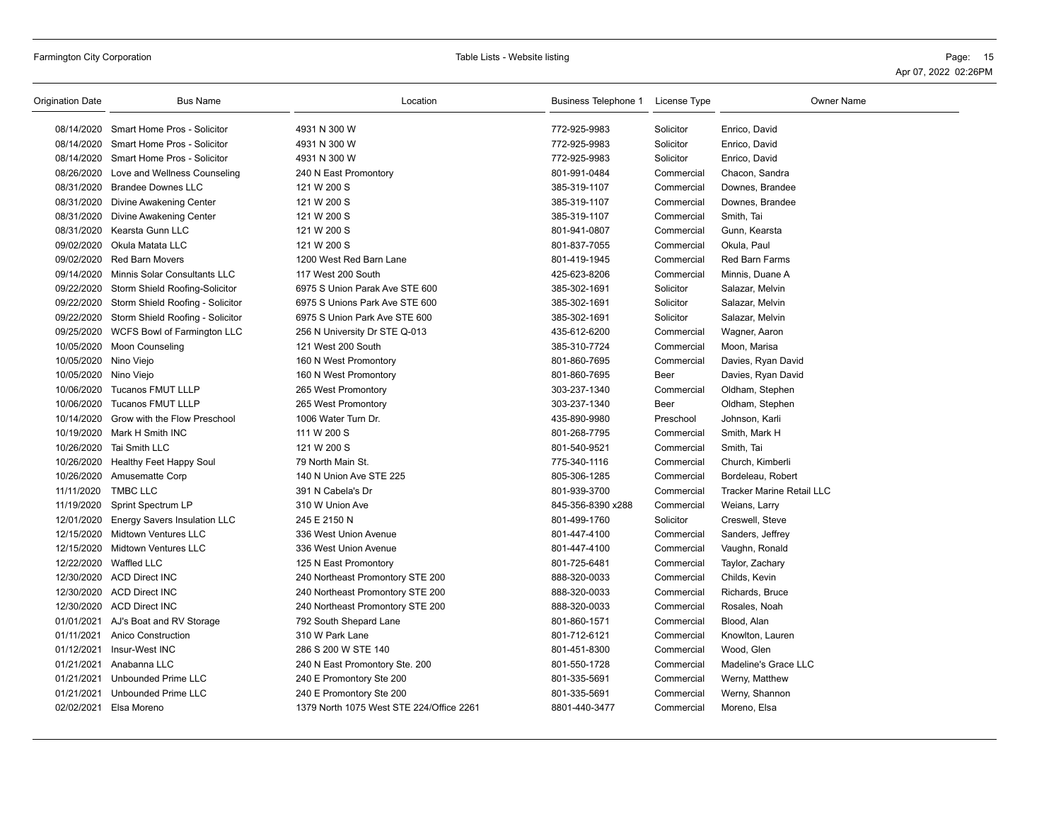| Origination Date | Bus Name | Location | Business Telephone 1 | License Type | Owner Name |
|---|---|---|---|---|---|
| 08/14/2020 | Smart Home Pros - Solicitor | 4931 N 300 W | 772-925-9983 | Solicitor | Enrico, David |
| 08/14/2020 | Smart Home Pros - Solicitor | 4931 N 300 W | 772-925-9983 | Solicitor | Enrico, David |
| 08/14/2020 | Smart Home Pros - Solicitor | 4931 N 300 W | 772-925-9983 | Solicitor | Enrico, David |
| 08/26/2020 | Love and Wellness Counseling | 240 N East Promontory | 801-991-0484 | Commercial | Chacon, Sandra |
| 08/31/2020 | Brandee Downes LLC | 121 W 200 S | 385-319-1107 | Commercial | Downes, Brandee |
| 08/31/2020 | Divine Awakening Center | 121 W 200 S | 385-319-1107 | Commercial | Downes, Brandee |
| 08/31/2020 | Divine Awakening Center | 121 W 200 S | 385-319-1107 | Commercial | Smith, Tai |
| 08/31/2020 | Kearsta Gunn LLC | 121 W 200 S | 801-941-0807 | Commercial | Gunn, Kearsta |
| 09/02/2020 | Okula Matata LLC | 121 W 200 S | 801-837-7055 | Commercial | Okula, Paul |
| 09/02/2020 | Red Barn Movers | 1200 West Red Barn Lane | 801-419-1945 | Commercial | Red Barn Farms |
| 09/14/2020 | Minnis Solar Consultants LLC | 117 West 200 South | 425-623-8206 | Commercial | Minnis, Duane A |
| 09/22/2020 | Storm Shield Roofing-Solicitor | 6975 S Union Parak Ave STE 600 | 385-302-1691 | Solicitor | Salazar, Melvin |
| 09/22/2020 | Storm Shield Roofing - Solicitor | 6975 S Unions Park Ave STE 600 | 385-302-1691 | Solicitor | Salazar, Melvin |
| 09/22/2020 | Storm Shield Roofing - Solicitor | 6975 S Union Park Ave STE 600 | 385-302-1691 | Solicitor | Salazar, Melvin |
| 09/25/2020 | WCFS Bowl of Farmington LLC | 256 N University Dr STE Q-013 | 435-612-6200 | Commercial | Wagner, Aaron |
| 10/05/2020 | Moon Counseling | 121 West 200 South | 385-310-7724 | Commercial | Moon, Marisa |
| 10/05/2020 | Nino Viejo | 160 N West Promontory | 801-860-7695 | Commercial | Davies, Ryan David |
| 10/05/2020 | Nino Viejo | 160 N West Promontory | 801-860-7695 | Beer | Davies, Ryan David |
| 10/06/2020 | Tucanos FMUT LLLP | 265 West Promontory | 303-237-1340 | Commercial | Oldham, Stephen |
| 10/06/2020 | Tucanos FMUT LLLP | 265 West Promontory | 303-237-1340 | Beer | Oldham, Stephen |
| 10/14/2020 | Grow with the Flow Preschool | 1006 Water Turn Dr. | 435-890-9980 | Preschool | Johnson, Karli |
| 10/19/2020 | Mark H Smith INC | 111 W 200 S | 801-268-7795 | Commercial | Smith, Mark H |
| 10/26/2020 | Tai Smith LLC | 121 W 200 S | 801-540-9521 | Commercial | Smith, Tai |
| 10/26/2020 | Healthy Feet Happy Soul | 79 North Main St. | 775-340-1116 | Commercial | Church, Kimberli |
| 10/26/2020 | Amusematte Corp | 140 N Union Ave STE 225 | 805-306-1285 | Commercial | Bordeleau, Robert |
| 11/11/2020 | TMBC LLC | 391 N Cabela's Dr | 801-939-3700 | Commercial | Tracker Marine Retail LLC |
| 11/19/2020 | Sprint Spectrum LP | 310 W Union Ave | 845-356-8390 x288 | Commercial | Weians, Larry |
| 12/01/2020 | Energy Savers Insulation LLC | 245 E 2150 N | 801-499-1760 | Solicitor | Creswell, Steve |
| 12/15/2020 | Midtown Ventures LLC | 336 West Union Avenue | 801-447-4100 | Commercial | Sanders, Jeffrey |
| 12/15/2020 | Midtown Ventures LLC | 336 West Union Avenue | 801-447-4100 | Commercial | Vaughn, Ronald |
| 12/22/2020 | Waffled LLC | 125 N East Promontory | 801-725-6481 | Commercial | Taylor, Zachary |
| 12/30/2020 | ACD Direct INC | 240 Northeast Promontory STE 200 | 888-320-0033 | Commercial | Childs, Kevin |
| 12/30/2020 | ACD Direct INC | 240 Northeast Promontory STE 200 | 888-320-0033 | Commercial | Richards, Bruce |
| 12/30/2020 | ACD Direct INC | 240 Northeast Promontory STE 200 | 888-320-0033 | Commercial | Rosales, Noah |
| 01/01/2021 | AJ's Boat and RV Storage | 792 South Shepard Lane | 801-860-1571 | Commercial | Blood, Alan |
| 01/11/2021 | Anico Construction | 310 W Park Lane | 801-712-6121 | Commercial | Knowlton, Lauren |
| 01/12/2021 | Insur-West INC | 286 S 200 W STE 140 | 801-451-8300 | Commercial | Wood, Glen |
| 01/21/2021 | Anabanna LLC | 240 N East Promontory Ste. 200 | 801-550-1728 | Commercial | Madeline's Grace LLC |
| 01/21/2021 | Unbounded Prime LLC | 240 E Promontory Ste 200 | 801-335-5691 | Commercial | Werny, Matthew |
| 01/21/2021 | Unbounded Prime LLC | 240 E Promontory Ste 200 | 801-335-5691 | Commercial | Werny, Shannon |
| 02/02/2021 | Elsa Moreno | 1379 North 1075 West STE 224/Office 2261 | 8801-440-3477 | Commercial | Moreno, Elsa |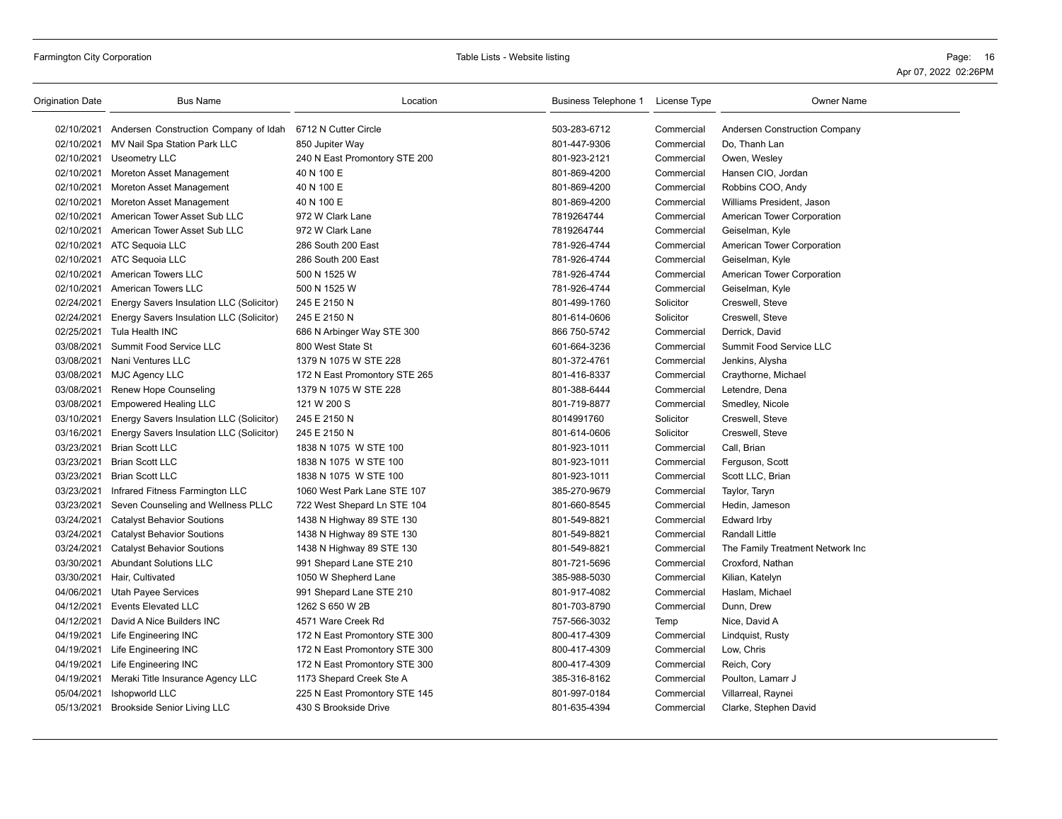| Origination Date | Bus Name | Location | Business Telephone 1 | License Type | Owner Name |
|---|---|---|---|---|---|
| 02/10/2021 | Andersen Construction Company of Idah | 6712 N Cutter Circle | 503-283-6712 | Commercial | Andersen Construction Company |
| 02/10/2021 | MV Nail Spa Station Park LLC | 850 Jupiter Way | 801-447-9306 | Commercial | Do, Thanh Lan |
| 02/10/2021 | Useometry LLC | 240 N East Promontory STE 200 | 801-923-2121 | Commercial | Owen, Wesley |
| 02/10/2021 | Moreton Asset Management | 40 N 100 E | 801-869-4200 | Commercial | Hansen CIO, Jordan |
| 02/10/2021 | Moreton Asset Management | 40 N 100 E | 801-869-4200 | Commercial | Robbins COO, Andy |
| 02/10/2021 | Moreton Asset Management | 40 N 100 E | 801-869-4200 | Commercial | Williams President, Jason |
| 02/10/2021 | American Tower Asset Sub LLC | 972 W Clark Lane | 7819264744 | Commercial | American Tower Corporation |
| 02/10/2021 | American Tower Asset Sub LLC | 972 W Clark Lane | 7819264744 | Commercial | Geiselman, Kyle |
| 02/10/2021 | ATC Sequoia LLC | 286 South 200 East | 781-926-4744 | Commercial | American Tower Corporation |
| 02/10/2021 | ATC Sequoia LLC | 286 South 200 East | 781-926-4744 | Commercial | Geiselman, Kyle |
| 02/10/2021 | American Towers LLC | 500 N 1525 W | 781-926-4744 | Commercial | American Tower Corporation |
| 02/10/2021 | American Towers LLC | 500 N 1525 W | 781-926-4744 | Commercial | Geiselman, Kyle |
| 02/24/2021 | Energy Savers Insulation LLC (Solicitor) | 245 E 2150 N | 801-499-1760 | Solicitor | Creswell, Steve |
| 02/24/2021 | Energy Savers Insulation LLC (Solicitor) | 245 E 2150 N | 801-614-0606 | Solicitor | Creswell, Steve |
| 02/25/2021 | Tula Health INC | 686 N Arbinger Way STE 300 | 866 750-5742 | Commercial | Derrick, David |
| 03/08/2021 | Summit Food Service LLC | 800 West State St | 601-664-3236 | Commercial | Summit Food Service LLC |
| 03/08/2021 | Nani Ventures LLC | 1379 N 1075 W STE 228 | 801-372-4761 | Commercial | Jenkins, Alysha |
| 03/08/2021 | MJC Agency LLC | 172 N East Promontory STE 265 | 801-416-8337 | Commercial | Craythorne, Michael |
| 03/08/2021 | Renew Hope Counseling | 1379 N 1075 W STE 228 | 801-388-6444 | Commercial | Letendre, Dena |
| 03/08/2021 | Empowered Healing LLC | 121 W 200 S | 801-719-8877 | Commercial | Smedley, Nicole |
| 03/10/2021 | Energy Savers Insulation LLC (Solicitor) | 245 E 2150 N | 8014991760 | Solicitor | Creswell, Steve |
| 03/16/2021 | Energy Savers Insulation LLC (Solicitor) | 245 E 2150 N | 801-614-0606 | Solicitor | Creswell, Steve |
| 03/23/2021 | Brian Scott LLC | 1838 N 1075 W STE 100 | 801-923-1011 | Commercial | Call, Brian |
| 03/23/2021 | Brian Scott LLC | 1838 N 1075 W STE 100 | 801-923-1011 | Commercial | Ferguson, Scott |
| 03/23/2021 | Brian Scott LLC | 1838 N 1075 W STE 100 | 801-923-1011 | Commercial | Scott LLC, Brian |
| 03/23/2021 | Infrared Fitness Farmington LLC | 1060 West Park Lane STE 107 | 385-270-9679 | Commercial | Taylor, Taryn |
| 03/23/2021 | Seven Counseling and Wellness PLLC | 722 West Shepard Ln STE 104 | 801-660-8545 | Commercial | Hedin, Jameson |
| 03/24/2021 | Catalyst Behavior Soutions | 1438 N Highway 89 STE 130 | 801-549-8821 | Commercial | Edward Irby |
| 03/24/2021 | Catalyst Behavior Soutions | 1438 N Highway 89 STE 130 | 801-549-8821 | Commercial | Randall Little |
| 03/24/2021 | Catalyst Behavior Soutions | 1438 N Highway 89 STE 130 | 801-549-8821 | Commercial | The Family Treatment Network Inc |
| 03/30/2021 | Abundant Solutions LLC | 991 Shepard Lane STE 210 | 801-721-5696 | Commercial | Croxford, Nathan |
| 03/30/2021 | Hair, Cultivated | 1050 W Shepherd Lane | 385-988-5030 | Commercial | Kilian, Katelyn |
| 04/06/2021 | Utah Payee Services | 991 Shepard Lane STE 210 | 801-917-4082 | Commercial | Haslam, Michael |
| 04/12/2021 | Events Elevated LLC | 1262 S 650 W 2B | 801-703-8790 | Commercial | Dunn, Drew |
| 04/12/2021 | David A Nice Builders INC | 4571 Ware Creek Rd | 757-566-3032 | Temp | Nice, David A |
| 04/19/2021 | Life Engineering INC | 172 N East Promontory STE 300 | 800-417-4309 | Commercial | Lindquist, Rusty |
| 04/19/2021 | Life Engineering INC | 172 N East Promontory STE 300 | 800-417-4309 | Commercial | Low, Chris |
| 04/19/2021 | Life Engineering INC | 172 N East Promontory STE 300 | 800-417-4309 | Commercial | Reich, Cory |
| 04/19/2021 | Meraki Title Insurance Agency LLC | 1173 Shepard Creek Ste A | 385-316-8162 | Commercial | Poulton, Lamarr J |
| 05/04/2021 | Ishopworld LLC | 225 N East Promontory STE 145 | 801-997-0184 | Commercial | Villarreal, Raynei |
| 05/13/2021 | Brookside Senior Living LLC | 430 S Brookside Drive | 801-635-4394 | Commercial | Clarke, Stephen David |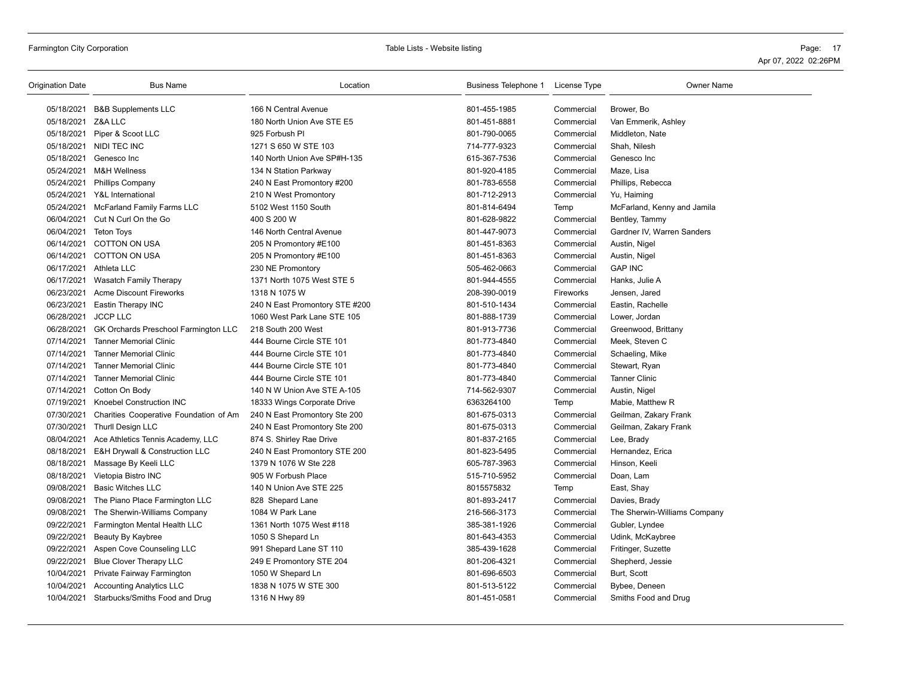| Origination Date | Bus Name | Location | Business Telephone 1 | License Type | Owner Name |
|---|---|---|---|---|---|
| 05/18/2021 | B&B Supplements LLC | 166 N Central Avenue | 801-455-1985 | Commercial | Brower, Bo |
| 05/18/2021 | Z&A LLC | 180 North Union Ave STE E5 | 801-451-8881 | Commercial | Van Emmerik, Ashley |
| 05/18/2021 | Piper & Scoot LLC | 925 Forbush Pl | 801-790-0065 | Commercial | Middleton, Nate |
| 05/18/2021 | NIDI TEC INC | 1271 S 650 W STE 103 | 714-777-9323 | Commercial | Shah, Nilesh |
| 05/18/2021 | Genesco Inc | 140 North Union Ave SP#H-135 | 615-367-7536 | Commercial | Genesco Inc |
| 05/24/2021 | M&H Wellness | 134 N Station Parkway | 801-920-4185 | Commercial | Maze, Lisa |
| 05/24/2021 | Phillips Company | 240 N East Promontory #200 | 801-783-6558 | Commercial | Phillips, Rebecca |
| 05/24/2021 | Y&L International | 210 N West Promontory | 801-712-2913 | Commercial | Yu, Haiming |
| 05/24/2021 | McFarland Family Farms LLC | 5102 West 1150 South | 801-814-6494 | Temp | McFarland, Kenny and Jamila |
| 06/04/2021 | Cut N Curl On the Go | 400 S 200 W | 801-628-9822 | Commercial | Bentley, Tammy |
| 06/04/2021 | Teton Toys | 146 North Central Avenue | 801-447-9073 | Commercial | Gardner IV, Warren Sanders |
| 06/14/2021 | COTTON ON USA | 205 N Promontory #E100 | 801-451-8363 | Commercial | Austin, Nigel |
| 06/14/2021 | COTTON ON USA | 205 N Promontory #E100 | 801-451-8363 | Commercial | Austin, Nigel |
| 06/17/2021 | Athleta LLC | 230 NE Promontory | 505-462-0663 | Commercial | GAP INC |
| 06/17/2021 | Wasatch Family Therapy | 1371 North 1075 West STE 5 | 801-944-4555 | Commercial | Hanks, Julie A |
| 06/23/2021 | Acme Discount Fireworks | 1318 N 1075 W | 208-390-0019 | Fireworks | Jensen, Jared |
| 06/23/2021 | Eastin Therapy INC | 240 N East Promontory STE #200 | 801-510-1434 | Commercial | Eastin, Rachelle |
| 06/28/2021 | JCCP LLC | 1060 West Park Lane STE 105 | 801-888-1739 | Commercial | Lower, Jordan |
| 06/28/2021 | GK Orchards Preschool Farmington LLC | 218 South 200 West | 801-913-7736 | Commercial | Greenwood, Brittany |
| 07/14/2021 | Tanner Memorial Clinic | 444 Bourne Circle STE 101 | 801-773-4840 | Commercial | Meek, Steven C |
| 07/14/2021 | Tanner Memorial Clinic | 444 Bourne Circle STE 101 | 801-773-4840 | Commercial | Schaeling, Mike |
| 07/14/2021 | Tanner Memorial Clinic | 444 Bourne Circle STE 101 | 801-773-4840 | Commercial | Stewart, Ryan |
| 07/14/2021 | Tanner Memorial Clinic | 444 Bourne Circle STE 101 | 801-773-4840 | Commercial | Tanner Clinic |
| 07/14/2021 | Cotton On Body | 140 N W Union Ave STE A-105 | 714-562-9307 | Commercial | Austin, Nigel |
| 07/19/2021 | Knoebel Construction INC | 18333 Wings Corporate Drive | 6363264100 | Temp | Mabie, Matthew R |
| 07/30/2021 | Charities Cooperative Foundation of Am | 240 N East Promontory Ste 200 | 801-675-0313 | Commercial | Geilman, Zakary Frank |
| 07/30/2021 | Thurll Design LLC | 240 N East Promontory Ste 200 | 801-675-0313 | Commercial | Geilman, Zakary Frank |
| 08/04/2021 | Ace Athletics Tennis Academy, LLC | 874 S. Shirley Rae Drive | 801-837-2165 | Commercial | Lee, Brady |
| 08/18/2021 | E&H Drywall & Construction LLC | 240 N East Promontory STE 200 | 801-823-5495 | Commercial | Hernandez, Erica |
| 08/18/2021 | Massage By Keeli LLC | 1379 N 1076 W Ste 228 | 605-787-3963 | Commercial | Hinson, Keeli |
| 08/18/2021 | Vietopia Bistro INC | 905 W Forbush Place | 515-710-5952 | Commercial | Doan, Lam |
| 09/08/2021 | Basic Witches LLC | 140 N Union Ave STE 225 | 8015575832 | Temp | East, Shay |
| 09/08/2021 | The Piano Place Farmington LLC | 828 Shepard Lane | 801-893-2417 | Commercial | Davies, Brady |
| 09/08/2021 | The Sherwin-Williams Company | 1084 W Park Lane | 216-566-3173 | Commercial | The Sherwin-Williams Company |
| 09/22/2021 | Farmington Mental Health LLC | 1361 North 1075 West #118 | 385-381-1926 | Commercial | Gubler, Lyndee |
| 09/22/2021 | Beauty By Kaybree | 1050 S Shepard Ln | 801-643-4353 | Commercial | Udink, McKaybree |
| 09/22/2021 | Aspen Cove Counseling LLC | 991 Shepard Lane ST 110 | 385-439-1628 | Commercial | Fritinger, Suzette |
| 09/22/2021 | Blue Clover Therapy LLC | 249 E Promontory STE 204 | 801-206-4321 | Commercial | Shepherd, Jessie |
| 10/04/2021 | Private Fairway Farmington | 1050 W Shepard Ln | 801-696-6503 | Commercial | Burt, Scott |
| 10/04/2021 | Accounting Analytics LLC | 1838 N 1075 W STE 300 | 801-513-5122 | Commercial | Bybee, Deneen |
| 10/04/2021 | Starbucks/Smiths Food and Drug | 1316 N Hwy 89 | 801-451-0581 | Commercial | Smiths Food and Drug |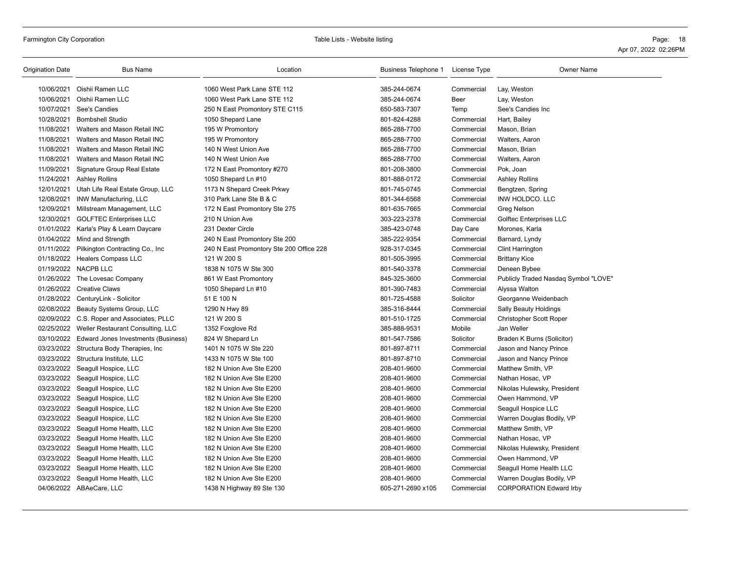| Origination Date | Bus Name | Location | Business Telephone 1 | License Type | Owner Name |
|---|---|---|---|---|---|
| 10/06/2021 | Oishii Ramen LLC | 1060 West Park Lane STE 112 | 385-244-0674 | Commercial | Lay, Weston |
| 10/06/2021 | Oishii Ramen LLC | 1060 West Park Lane STE 112 | 385-244-0674 | Beer | Lay, Weston |
| 10/07/2021 | See's Candies | 250 N East Promontory STE C115 | 650-583-7307 | Temp | See's Candies Inc |
| 10/28/2021 | Bombshell Studio | 1050 Shepard Lane | 801-824-4288 | Commercial | Hart, Bailey |
| 11/08/2021 | Walters and Mason Retail INC | 195 W Promontory | 865-288-7700 | Commercial | Mason, Brian |
| 11/08/2021 | Walters and Mason Retail INC | 195 W Promontory | 865-288-7700 | Commercial | Walters, Aaron |
| 11/08/2021 | Walters and Mason Retail INC | 140 N West Union Ave | 865-288-7700 | Commercial | Mason, Brian |
| 11/08/2021 | Walters and Mason Retail INC | 140 N West Union Ave | 865-288-7700 | Commercial | Walters, Aaron |
| 11/09/2021 | Signature Group Real Estate | 172 N East Promontory #270 | 801-208-3800 | Commercial | Pok, Joan |
| 11/24/2021 | Ashley Rollins | 1050 Shepard Ln #10 | 801-888-0172 | Commercial | Ashley Rollins |
| 12/01/2021 | Utah Life Real Estate Group, LLC | 1173 N Shepard Creek Prkwy | 801-745-0745 | Commercial | Bengtzen, Spring |
| 12/08/2021 | INW Manufacturing, LLC | 310 Park Lane Ste B & C | 801-344-6568 | Commercial | INW HOLDCO. LLC |
| 12/09/2021 | Millstream Management, LLC | 172 N East Promontory Ste 275 | 801-635-7665 | Commercial | Greg Nelson |
| 12/30/2021 | GOLFTEC Enterprises LLC | 210 N Union Ave | 303-223-2378 | Commercial | Golftec Enterprises LLC |
| 01/01/2022 | Karla's Play & Learn Daycare | 231 Dexter Circle | 385-423-0748 | Day Care | Morones, Karla |
| 01/04/2022 | Mind and Strength | 240 N East Promontory Ste 200 | 385-222-9354 | Commercial | Barnard, Lyndy |
| 01/11/2022 | Pilkington Contracting Co., Inc | 240 N East Promontory Ste 200 Office 228 | 928-317-0345 | Commercial | Clint Harrington |
| 01/18/2022 | Healers Compass LLC | 121 W 200 S | 801-505-3995 | Commercial | Brittany Kice |
| 01/19/2022 | NACPB LLC | 1838 N 1075 W Ste 300 | 801-540-3378 | Commercial | Deneen Bybee |
| 01/26/2022 | The Lovesac Company | 861 W East Promontory | 845-325-3600 | Commercial | Publicly Traded Nasdaq Symbol "LOVE" |
| 01/26/2022 | Creative Claws | 1050 Shepard Ln #10 | 801-390-7483 | Commercial | Alyssa Walton |
| 01/28/2022 | CenturyLink - Solicitor | 51 E 100 N | 801-725-4588 | Solicitor | Georganne Weidenbach |
| 02/08/2022 | Beauty Systems Group, LLC | 1290 N Hwy 89 | 385-316-8444 | Commercial | Sally Beauty Holdings |
| 02/09/2022 | C.S. Roper and Associates, PLLC | 121 W 200 S | 801-510-1725 | Commercial | Christopher Scott Roper |
| 02/25/2022 | Weller Restaurant Consulting, LLC | 1352 Foxglove Rd | 385-888-9531 | Mobile | Jan Weller |
| 03/10/2022 | Edward Jones Investments (Business) | 824 W Shepard Ln | 801-547-7586 | Solicitor | Braden K Burns (Solicitor) |
| 03/23/2022 | Structura Body Therapies, Inc | 1401 N 1075 W Ste 220 | 801-897-8711 | Commercial | Jason and Nancy Prince |
| 03/23/2022 | Structura Institute, LLC | 1433 N 1075 W Ste 100 | 801-897-8710 | Commercial | Jason and Nancy Prince |
| 03/23/2022 | Seagull Hospice, LLC | 182 N Union Ave Ste E200 | 208-401-9600 | Commercial | Matthew Smith, VP |
| 03/23/2022 | Seagull Hospice, LLC | 182 N Union Ave Ste E200 | 208-401-9600 | Commercial | Nathan Hosac, VP |
| 03/23/2022 | Seagull Hospice, LLC | 182 N Union Ave Ste E200 | 208-401-9600 | Commercial | Nikolas Hulewsky, President |
| 03/23/2022 | Seagull Hospice, LLC | 182 N Union Ave Ste E200 | 208-401-9600 | Commercial | Owen Hammond, VP |
| 03/23/2022 | Seagull Hospice, LLC | 182 N Union Ave Ste E200 | 208-401-9600 | Commercial | Seagull Hospice LLC |
| 03/23/2022 | Seagull Hospice, LLC | 182 N Union Ave Ste E200 | 208-401-9600 | Commercial | Warren Douglas Bodily, VP |
| 03/23/2022 | Seagull Home Health, LLC | 182 N Union Ave Ste E200 | 208-401-9600 | Commercial | Matthew Smith, VP |
| 03/23/2022 | Seagull Home Health, LLC | 182 N Union Ave Ste E200 | 208-401-9600 | Commercial | Nathan Hosac, VP |
| 03/23/2022 | Seagull Home Health, LLC | 182 N Union Ave Ste E200 | 208-401-9600 | Commercial | Nikolas Hulewsky, President |
| 03/23/2022 | Seagull Home Health, LLC | 182 N Union Ave Ste E200 | 208-401-9600 | Commercial | Owen Hammond, VP |
| 03/23/2022 | Seagull Home Health, LLC | 182 N Union Ave Ste E200 | 208-401-9600 | Commercial | Seagull Home Health LLC |
| 03/23/2022 | Seagull Home Health, LLC | 182 N Union Ave Ste E200 | 208-401-9600 | Commercial | Warren Douglas Bodily, VP |
| 04/06/2022 | ABAeCare, LLC | 1438 N Highway 89 Ste 130 | 605-271-2690 x105 | Commercial | CORPORATION Edward Irby |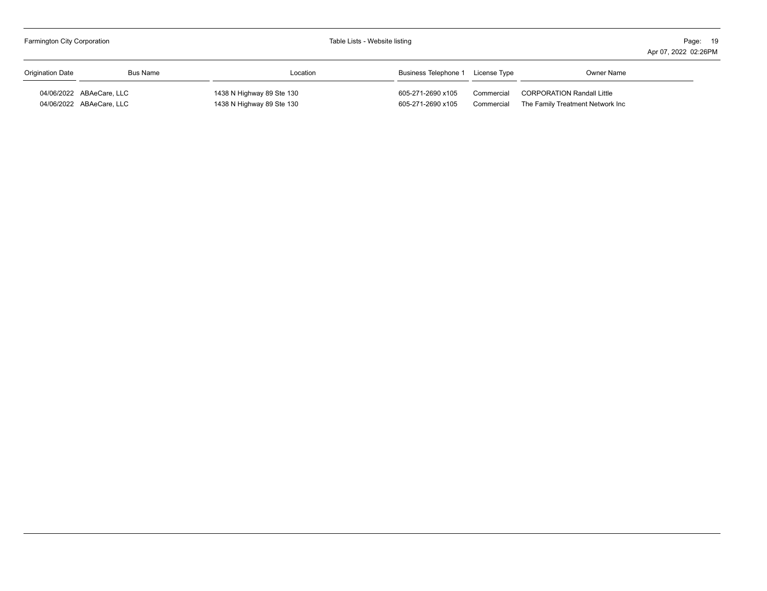| Origination Date | Bus Name | Location | Business Telephone 1 | License Type | Owner Name |
|---|---|---|---|---|---|
| 04/06/2022 | ABAeCare, LLC | 1438 N Highway 89 Ste 130 | 605-271-2690 x105 | Commercial | CORPORATION Randall Little |
| 04/06/2022 | ABAeCare, LLC | 1438 N Highway 89 Ste 130 | 605-271-2690 x105 | Commercial | The Family Treatment Network Inc |